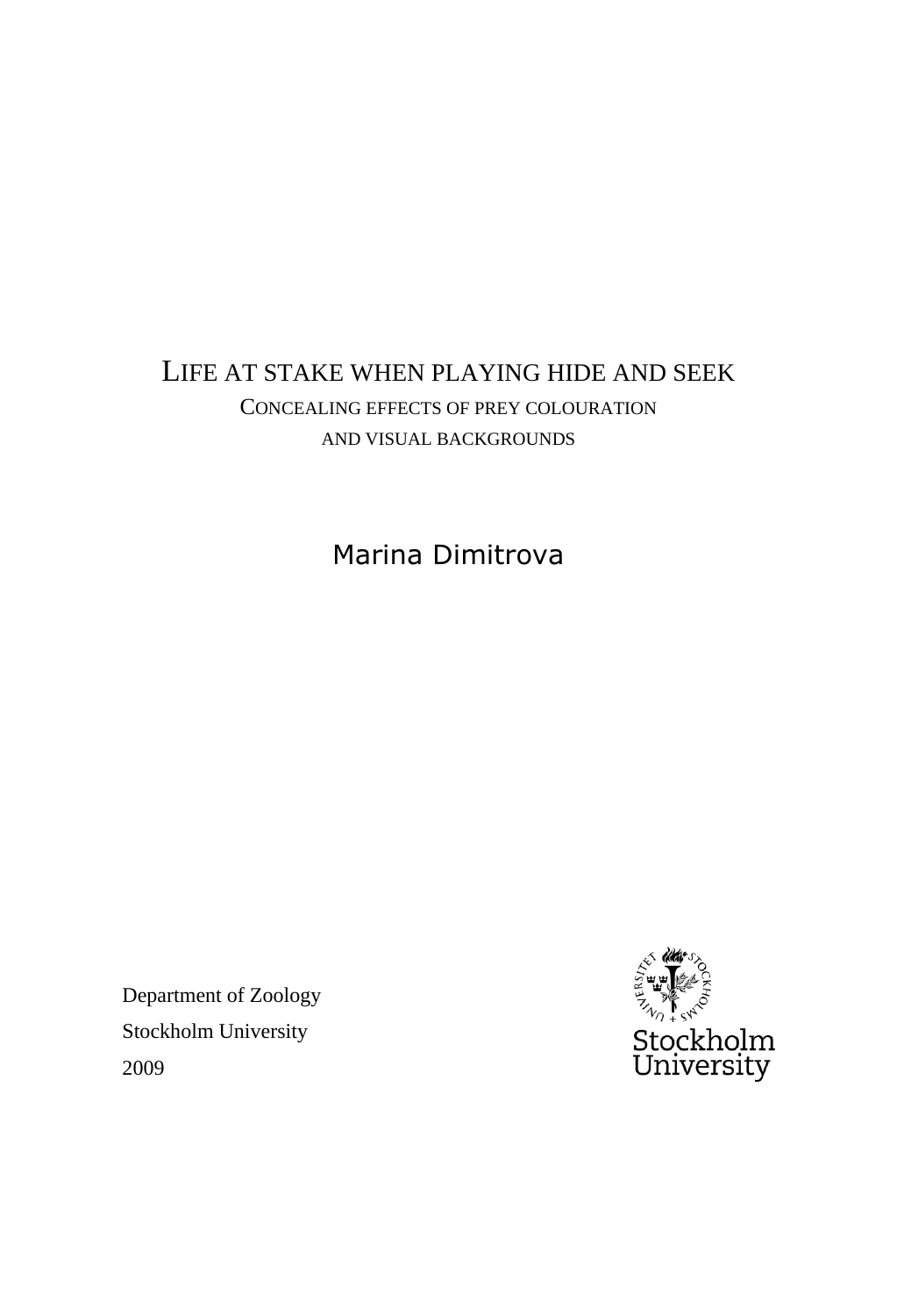# LIFE AT STAKE WHEN PLAYING HIDE AND SEEK

## CONCEALING EFFECTS OF PREY COLOURATION AND VISUAL BACKGROUNDS

Marina Dimitrova

Department of Zoology
Stockholm University
2009

Stockholm University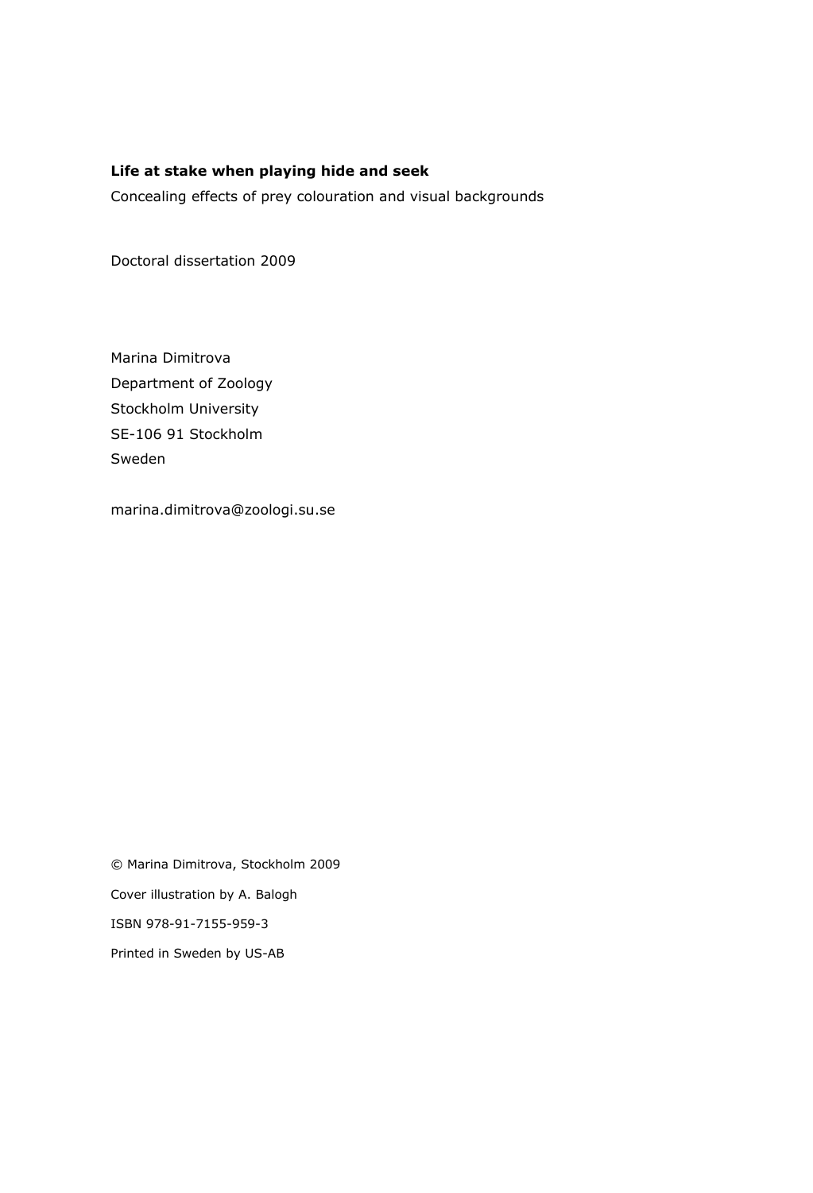**Life at stake when playing hide and seek**

Concealing effects of prey colouration and visual backgrounds

Doctoral dissertation 2009

Marina Dimitrova
Department of Zoology
Stockholm University
SE-106 91 Stockholm
Sweden

marina.dimitrova@zoologi.su.se

© Marina Dimitrova, Stockholm 2009

Cover illustration by A. Balogh

ISBN 978-91-7155-959-3

Printed in Sweden by US-AB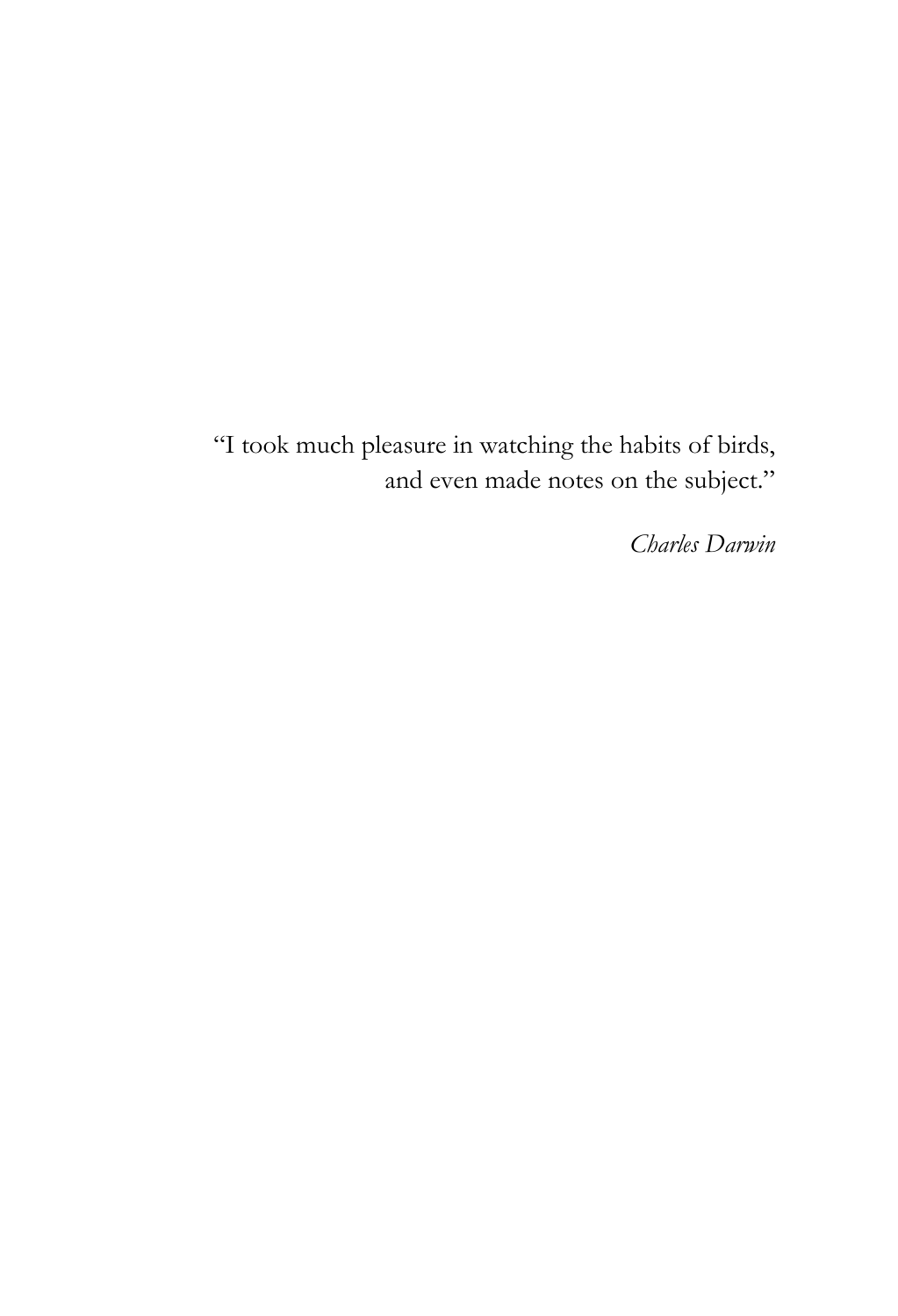"I took much pleasure in watching the habits of birds, and even made notes on the subject."

*Charles Darwin*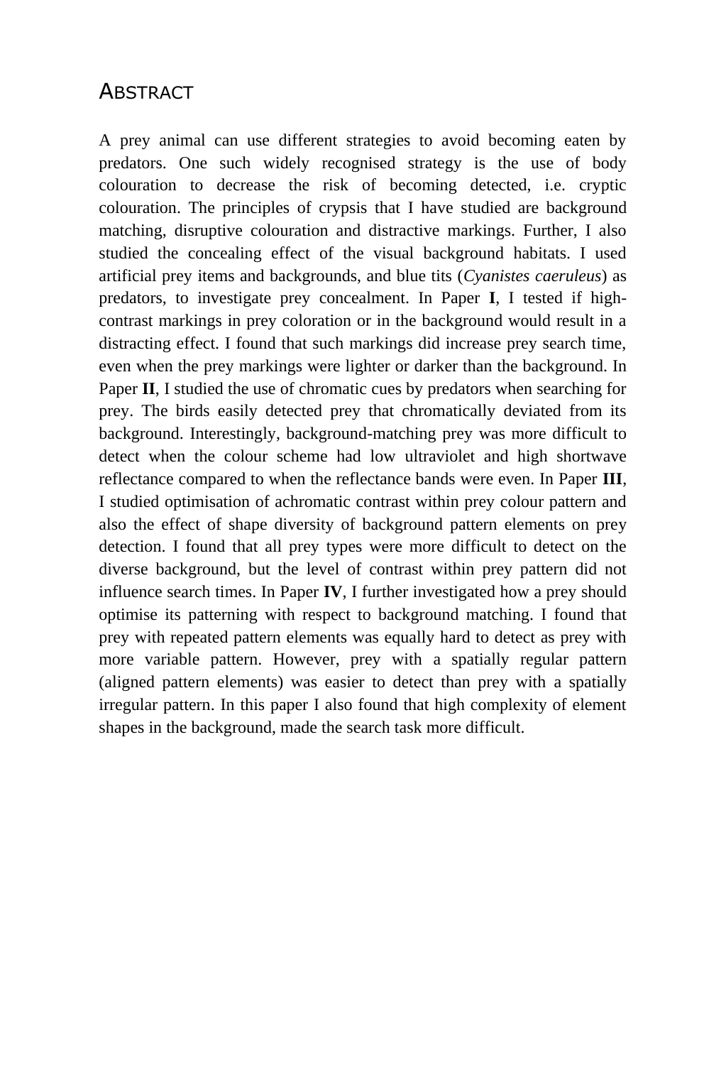# ABSTRACT

A prey animal can use different strategies to avoid becoming eaten by predators. One such widely recognised strategy is the use of body colouration to decrease the risk of becoming detected, i.e. cryptic colouration. The principles of crypsis that I have studied are background matching, disruptive colouration and distractive markings. Further, I also studied the concealing effect of the visual background habitats. I used artificial prey items and backgrounds, and blue tits (*Cyanistes caeruleus*) as predators, to investigate prey concealment. In Paper **I**, I tested if high-contrast markings in prey coloration or in the background would result in a distracting effect. I found that such markings did increase prey search time, even when the prey markings were lighter or darker than the background. In Paper **II**, I studied the use of chromatic cues by predators when searching for prey. The birds easily detected prey that chromatically deviated from its background. Interestingly, background-matching prey was more difficult to detect when the colour scheme had low ultraviolet and high shortwave reflectance compared to when the reflectance bands were even. In Paper **III**, I studied optimisation of achromatic contrast within prey colour pattern and also the effect of shape diversity of background pattern elements on prey detection. I found that all prey types were more difficult to detect on the diverse background, but the level of contrast within prey pattern did not influence search times. In Paper **IV**, I further investigated how a prey should optimise its patterning with respect to background matching. I found that prey with repeated pattern elements was equally hard to detect as prey with more variable pattern. However, prey with a spatially regular pattern (aligned pattern elements) was easier to detect than prey with a spatially irregular pattern. In this paper I also found that high complexity of element shapes in the background, made the search task more difficult.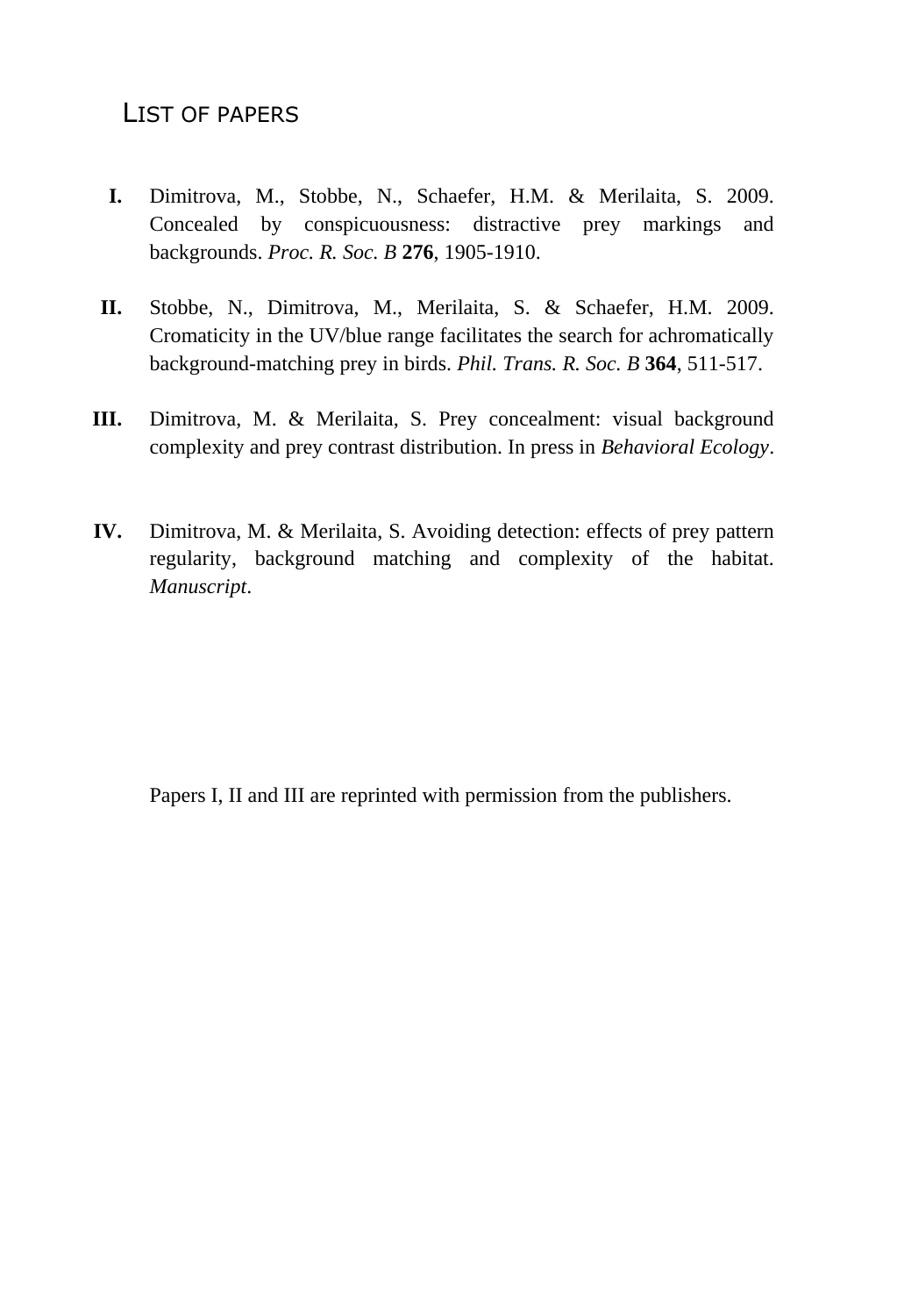# List of papers

**I.** Dimitrova, M., Stobbe, N., Schaefer, H.M. & Merilaita, S. 2009. Concealed by conspicuousness: distractive prey markings and backgrounds. *Proc. R. Soc. B* **276**, 1905-1910.

**II.** Stobbe, N., Dimitrova, M., Merilaita, S. & Schaefer, H.M. 2009. Cromaticity in the UV/blue range facilitates the search for achromatically background-matching prey in birds. *Phil. Trans. R. Soc. B* **364**, 511-517.

**III.** Dimitrova, M. & Merilaita, S. Prey concealment: visual background complexity and prey contrast distribution. In press in *Behavioral Ecology*.

**IV.** Dimitrova, M. & Merilaita, S. Avoiding detection: effects of prey pattern regularity, background matching and complexity of the habitat. *Manuscript*.

Papers I, II and III are reprinted with permission from the publishers.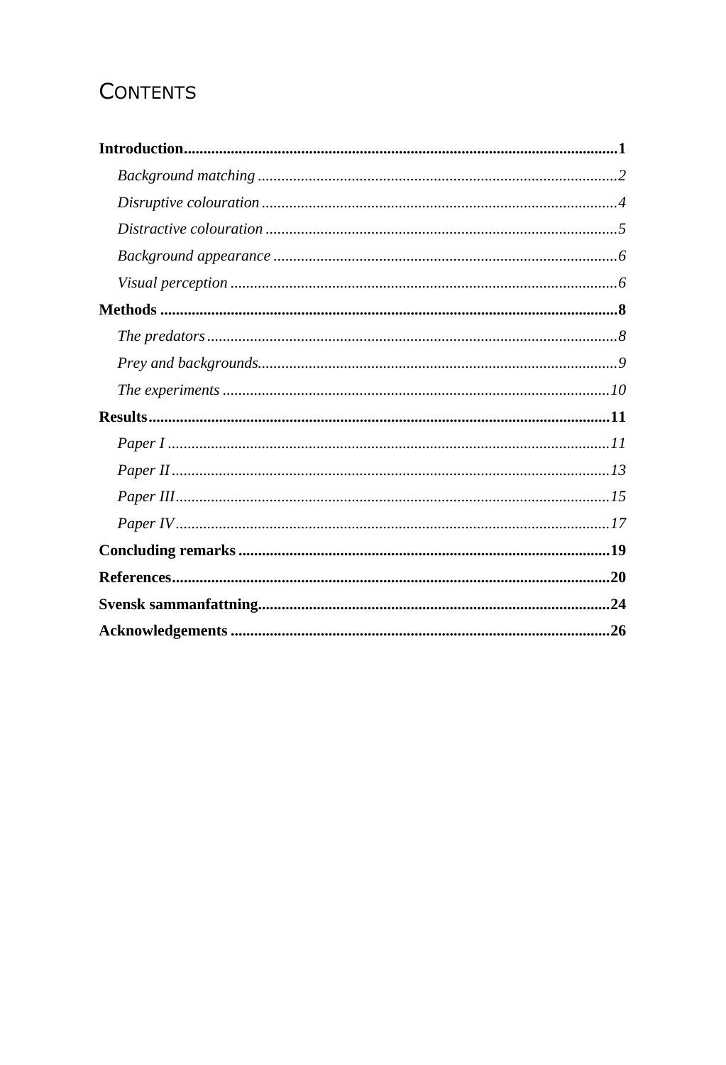# CONTENTS

**Introduction** .......... **1**

*Background matching* .......... *2*

*Disruptive colouration* .......... *4*

*Distractive colouration* .......... *5*

*Background appearance* .......... *6*

*Visual perception* .......... *6*

**Methods** .......... **8**

*The predators* .......... *8*

*Prey and backgrounds* .......... *9*

*The experiments* .......... *10*

**Results** .......... **11**

*Paper I* .......... *11*

*Paper II* .......... *13*

*Paper III* .......... *15*

*Paper IV* .......... *17*

**Concluding remarks** .......... **19**

**References** .......... **20**

**Svensk sammanfattning** .......... **24**

**Acknowledgements** .......... **26**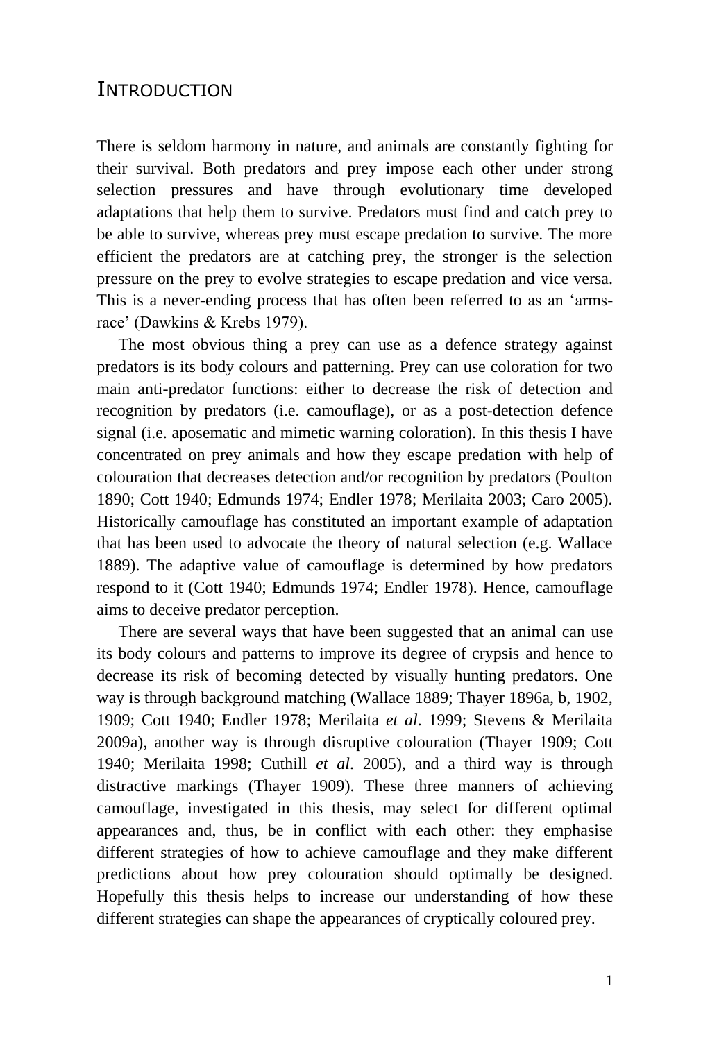# INTRODUCTION

There is seldom harmony in nature, and animals are constantly fighting for their survival. Both predators and prey impose each other under strong selection pressures and have through evolutionary time developed adaptations that help them to survive. Predators must find and catch prey to be able to survive, whereas prey must escape predation to survive. The more efficient the predators are at catching prey, the stronger is the selection pressure on the prey to evolve strategies to escape predation and vice versa. This is a never-ending process that has often been referred to as an 'arms-race' (Dawkins & Krebs 1979).

The most obvious thing a prey can use as a defence strategy against predators is its body colours and patterning. Prey can use coloration for two main anti-predator functions: either to decrease the risk of detection and recognition by predators (i.e. camouflage), or as a post-detection defence signal (i.e. aposematic and mimetic warning coloration). In this thesis I have concentrated on prey animals and how they escape predation with help of colouration that decreases detection and/or recognition by predators (Poulton 1890; Cott 1940; Edmunds 1974; Endler 1978; Merilaita 2003; Caro 2005). Historically camouflage has constituted an important example of adaptation that has been used to advocate the theory of natural selection (e.g. Wallace 1889). The adaptive value of camouflage is determined by how predators respond to it (Cott 1940; Edmunds 1974; Endler 1978). Hence, camouflage aims to deceive predator perception.

There are several ways that have been suggested that an animal can use its body colours and patterns to improve its degree of crypsis and hence to decrease its risk of becoming detected by visually hunting predators. One way is through background matching (Wallace 1889; Thayer 1896a, b, 1902, 1909; Cott 1940; Endler 1978; Merilaita *et al*. 1999; Stevens & Merilaita 2009a), another way is through disruptive colouration (Thayer 1909; Cott 1940; Merilaita 1998; Cuthill *et al*. 2005), and a third way is through distractive markings (Thayer 1909). These three manners of achieving camouflage, investigated in this thesis, may select for different optimal appearances and, thus, be in conflict with each other: they emphasise different strategies of how to achieve camouflage and they make different predictions about how prey colouration should optimally be designed. Hopefully this thesis helps to increase our understanding of how these different strategies can shape the appearances of cryptically coloured prey.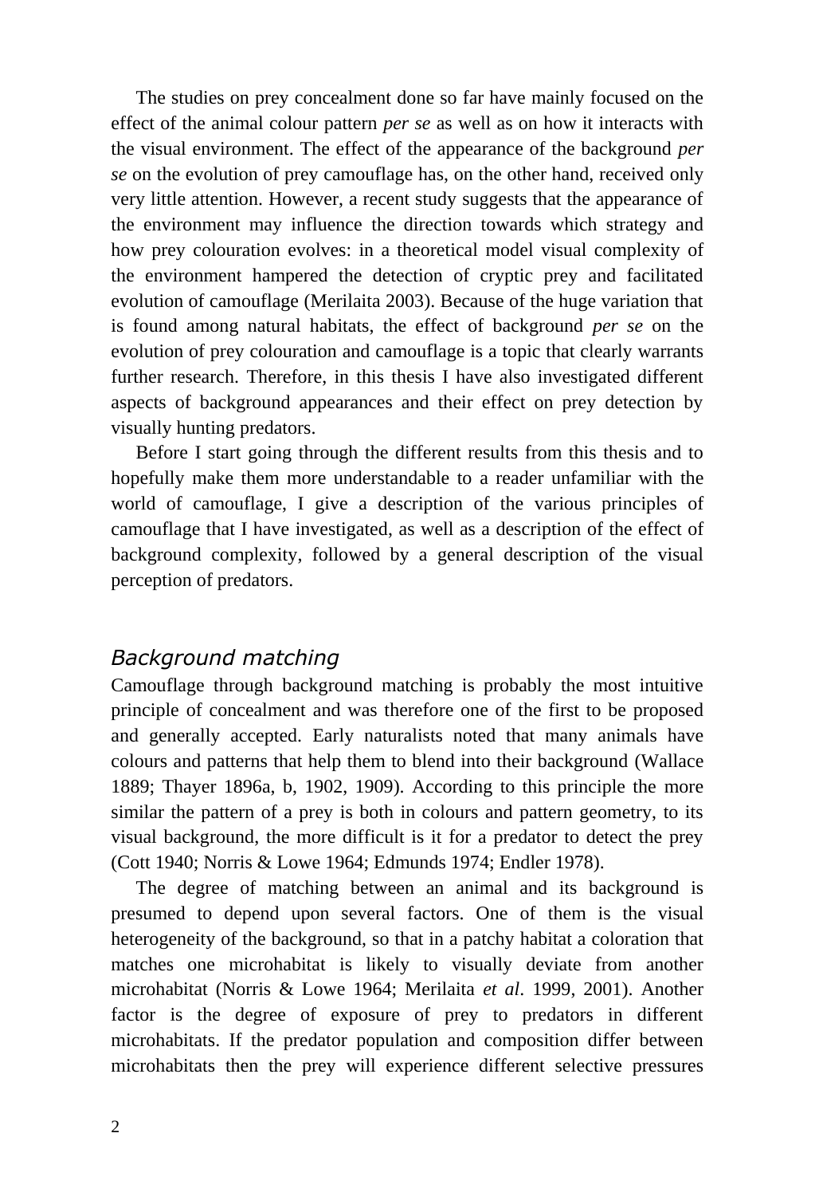The studies on prey concealment done so far have mainly focused on the effect of the animal colour pattern *per se* as well as on how it interacts with the visual environment. The effect of the appearance of the background *per se* on the evolution of prey camouflage has, on the other hand, received only very little attention. However, a recent study suggests that the appearance of the environment may influence the direction towards which strategy and how prey colouration evolves: in a theoretical model visual complexity of the environment hampered the detection of cryptic prey and facilitated evolution of camouflage (Merilaita 2003). Because of the huge variation that is found among natural habitats, the effect of background *per se* on the evolution of prey colouration and camouflage is a topic that clearly warrants further research. Therefore, in this thesis I have also investigated different aspects of background appearances and their effect on prey detection by visually hunting predators.

Before I start going through the different results from this thesis and to hopefully make them more understandable to a reader unfamiliar with the world of camouflage, I give a description of the various principles of camouflage that I have investigated, as well as a description of the effect of background complexity, followed by a general description of the visual perception of predators.

## *Background matching*

Camouflage through background matching is probably the most intuitive principle of concealment and was therefore one of the first to be proposed and generally accepted. Early naturalists noted that many animals have colours and patterns that help them to blend into their background (Wallace 1889; Thayer 1896a, b, 1902, 1909). According to this principle the more similar the pattern of a prey is both in colours and pattern geometry, to its visual background, the more difficult is it for a predator to detect the prey (Cott 1940; Norris & Lowe 1964; Edmunds 1974; Endler 1978).

The degree of matching between an animal and its background is presumed to depend upon several factors. One of them is the visual heterogeneity of the background, so that in a patchy habitat a coloration that matches one microhabitat is likely to visually deviate from another microhabitat (Norris & Lowe 1964; Merilaita *et al*. 1999, 2001). Another factor is the degree of exposure of prey to predators in different microhabitats. If the predator population and composition differ between microhabitats then the prey will experience different selective pressures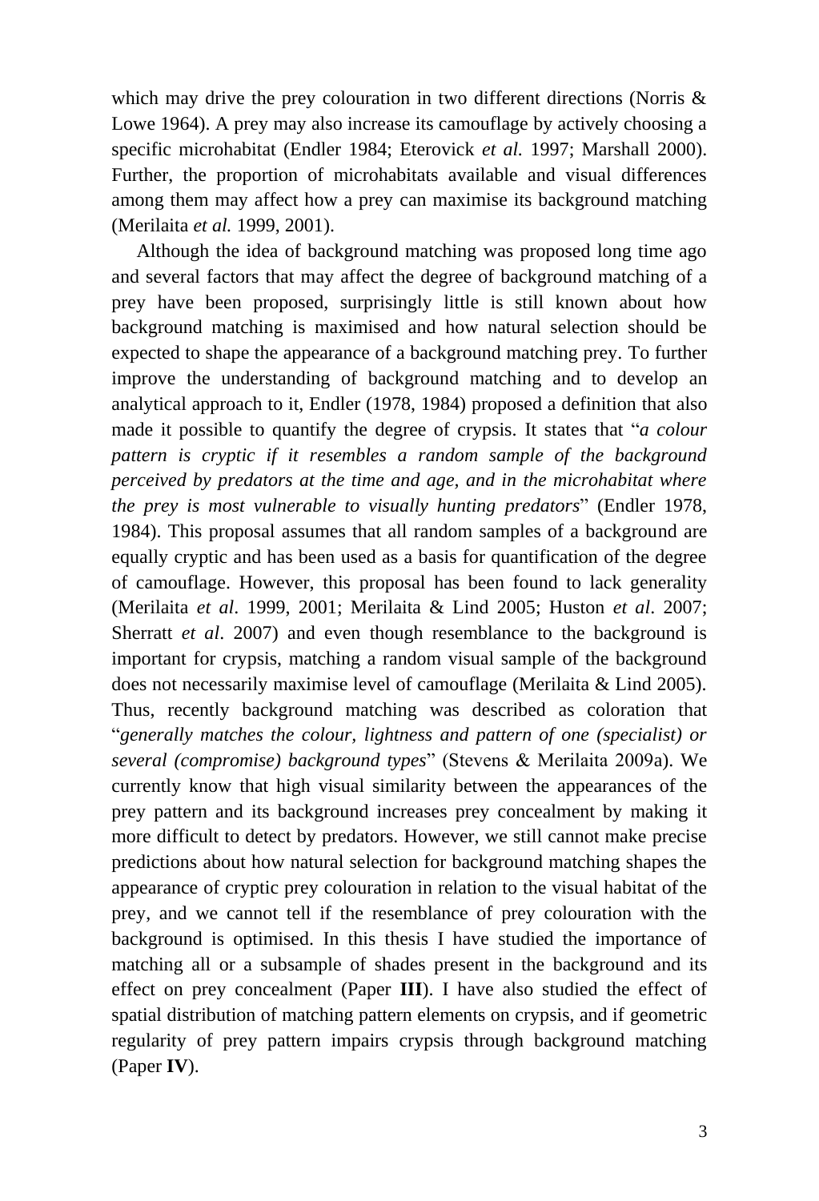which may drive the prey colouration in two different directions (Norris & Lowe 1964). A prey may also increase its camouflage by actively choosing a specific microhabitat (Endler 1984; Eterovick *et al.* 1997; Marshall 2000). Further, the proportion of microhabitats available and visual differences among them may affect how a prey can maximise its background matching (Merilaita *et al.* 1999, 2001).

Although the idea of background matching was proposed long time ago and several factors that may affect the degree of background matching of a prey have been proposed, surprisingly little is still known about how background matching is maximised and how natural selection should be expected to shape the appearance of a background matching prey. To further improve the understanding of background matching and to develop an analytical approach to it, Endler (1978, 1984) proposed a definition that also made it possible to quantify the degree of crypsis. It states that "*a colour pattern is cryptic if it resembles a random sample of the background perceived by predators at the time and age, and in the microhabitat where the prey is most vulnerable to visually hunting predators*" (Endler 1978, 1984). This proposal assumes that all random samples of a background are equally cryptic and has been used as a basis for quantification of the degree of camouflage. However, this proposal has been found to lack generality (Merilaita *et al*. 1999, 2001; Merilaita & Lind 2005; Huston *et al*. 2007; Sherratt *et al*. 2007) and even though resemblance to the background is important for crypsis, matching a random visual sample of the background does not necessarily maximise level of camouflage (Merilaita & Lind 2005). Thus, recently background matching was described as coloration that "*generally matches the colour, lightness and pattern of one (specialist) or several (compromise) background types*" (Stevens & Merilaita 2009a). We currently know that high visual similarity between the appearances of the prey pattern and its background increases prey concealment by making it more difficult to detect by predators. However, we still cannot make precise predictions about how natural selection for background matching shapes the appearance of cryptic prey colouration in relation to the visual habitat of the prey, and we cannot tell if the resemblance of prey colouration with the background is optimised. In this thesis I have studied the importance of matching all or a subsample of shades present in the background and its effect on prey concealment (Paper **III**). I have also studied the effect of spatial distribution of matching pattern elements on crypsis, and if geometric regularity of prey pattern impairs crypsis through background matching (Paper **IV**).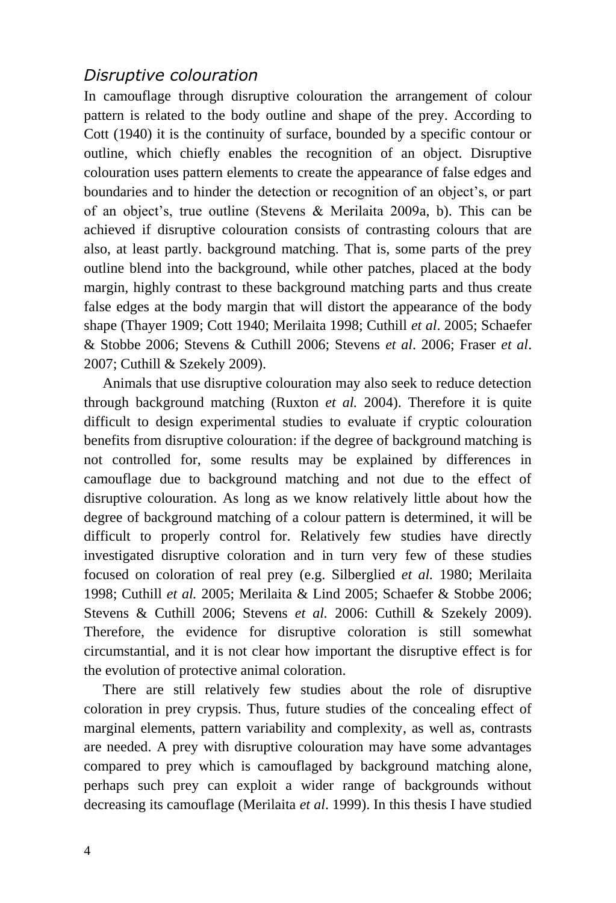### *Disruptive colouration*

In camouflage through disruptive colouration the arrangement of colour pattern is related to the body outline and shape of the prey. According to Cott (1940) it is the continuity of surface, bounded by a specific contour or outline, which chiefly enables the recognition of an object. Disruptive colouration uses pattern elements to create the appearance of false edges and boundaries and to hinder the detection or recognition of an object's, or part of an object's, true outline (Stevens & Merilaita 2009a, b). This can be achieved if disruptive colouration consists of contrasting colours that are also, at least partly. background matching. That is, some parts of the prey outline blend into the background, while other patches, placed at the body margin, highly contrast to these background matching parts and thus create false edges at the body margin that will distort the appearance of the body shape (Thayer 1909; Cott 1940; Merilaita 1998; Cuthill *et al*. 2005; Schaefer & Stobbe 2006; Stevens & Cuthill 2006; Stevens *et al*. 2006; Fraser *et al*. 2007; Cuthill & Szekely 2009).

Animals that use disruptive colouration may also seek to reduce detection through background matching (Ruxton *et al.* 2004). Therefore it is quite difficult to design experimental studies to evaluate if cryptic colouration benefits from disruptive colouration: if the degree of background matching is not controlled for, some results may be explained by differences in camouflage due to background matching and not due to the effect of disruptive colouration. As long as we know relatively little about how the degree of background matching of a colour pattern is determined, it will be difficult to properly control for. Relatively few studies have directly investigated disruptive coloration and in turn very few of these studies focused on coloration of real prey (e.g. Silberglied *et al.* 1980; Merilaita 1998; Cuthill *et al.* 2005; Merilaita & Lind 2005; Schaefer & Stobbe 2006; Stevens & Cuthill 2006; Stevens *et al.* 2006: Cuthill & Szekely 2009). Therefore, the evidence for disruptive coloration is still somewhat circumstantial, and it is not clear how important the disruptive effect is for the evolution of protective animal coloration.

There are still relatively few studies about the role of disruptive coloration in prey crypsis. Thus, future studies of the concealing effect of marginal elements, pattern variability and complexity, as well as, contrasts are needed. A prey with disruptive colouration may have some advantages compared to prey which is camouflaged by background matching alone, perhaps such prey can exploit a wider range of backgrounds without decreasing its camouflage (Merilaita *et al*. 1999). In this thesis I have studied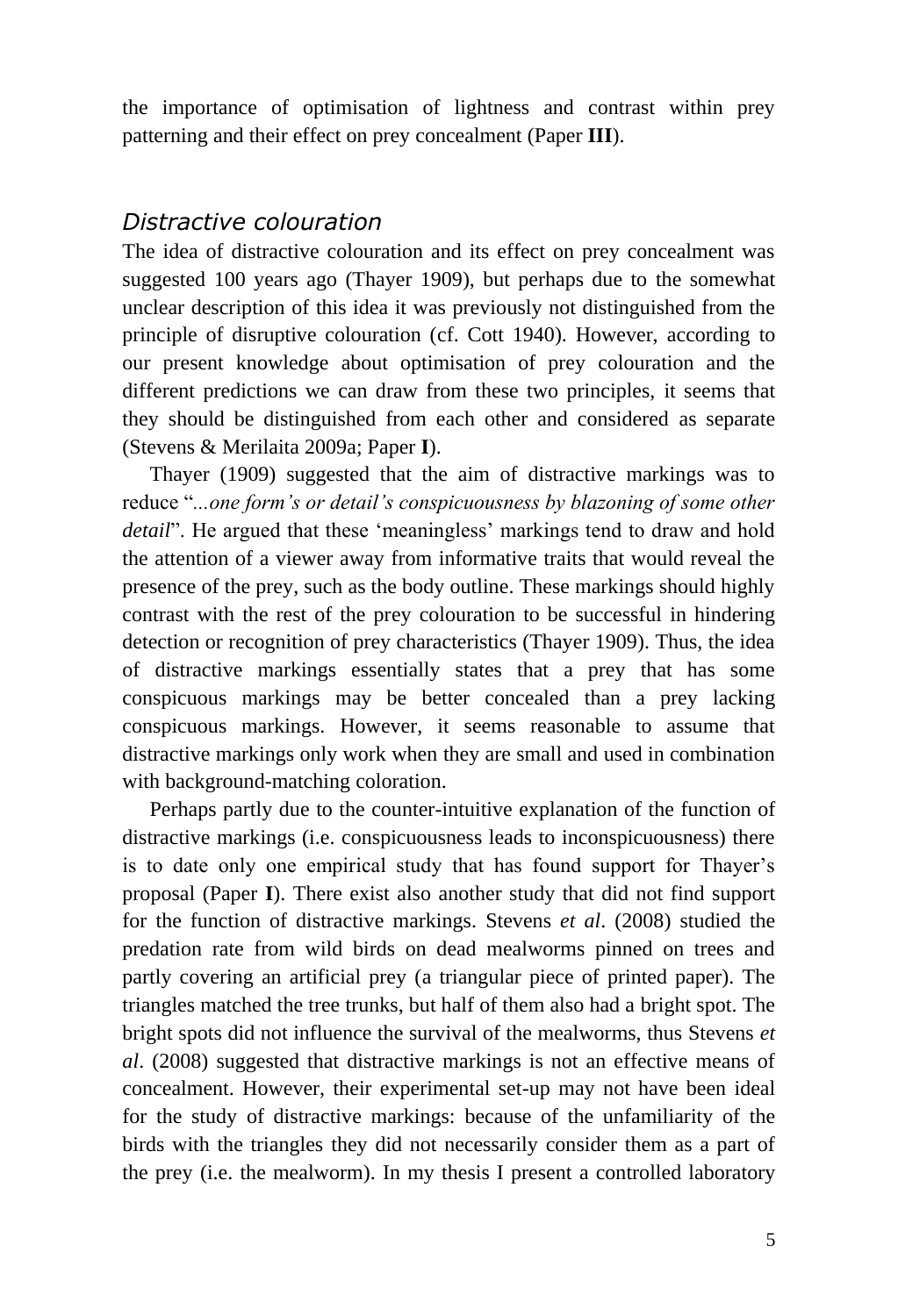the importance of optimisation of lightness and contrast within prey patterning and their effect on prey concealment (Paper **III**).

## *Distractive colouration*

The idea of distractive colouration and its effect on prey concealment was suggested 100 years ago (Thayer 1909), but perhaps due to the somewhat unclear description of this idea it was previously not distinguished from the principle of disruptive colouration (cf. Cott 1940). However, according to our present knowledge about optimisation of prey colouration and the different predictions we can draw from these two principles, it seems that they should be distinguished from each other and considered as separate (Stevens & Merilaita 2009a; Paper **I**).

Thayer (1909) suggested that the aim of distractive markings was to reduce "*...one form's or detail's conspicuousness by blazoning of some other detail*". He argued that these 'meaningless' markings tend to draw and hold the attention of a viewer away from informative traits that would reveal the presence of the prey, such as the body outline. These markings should highly contrast with the rest of the prey colouration to be successful in hindering detection or recognition of prey characteristics (Thayer 1909). Thus, the idea of distractive markings essentially states that a prey that has some conspicuous markings may be better concealed than a prey lacking conspicuous markings. However, it seems reasonable to assume that distractive markings only work when they are small and used in combination with background-matching coloration.

Perhaps partly due to the counter-intuitive explanation of the function of distractive markings (i.e. conspicuousness leads to inconspicuousness) there is to date only one empirical study that has found support for Thayer's proposal (Paper **I**). There exist also another study that did not find support for the function of distractive markings. Stevens *et al*. (2008) studied the predation rate from wild birds on dead mealworms pinned on trees and partly covering an artificial prey (a triangular piece of printed paper). The triangles matched the tree trunks, but half of them also had a bright spot. The bright spots did not influence the survival of the mealworms, thus Stevens *et al*. (2008) suggested that distractive markings is not an effective means of concealment. However, their experimental set-up may not have been ideal for the study of distractive markings: because of the unfamiliarity of the birds with the triangles they did not necessarily consider them as a part of the prey (i.e. the mealworm). In my thesis I present a controlled laboratory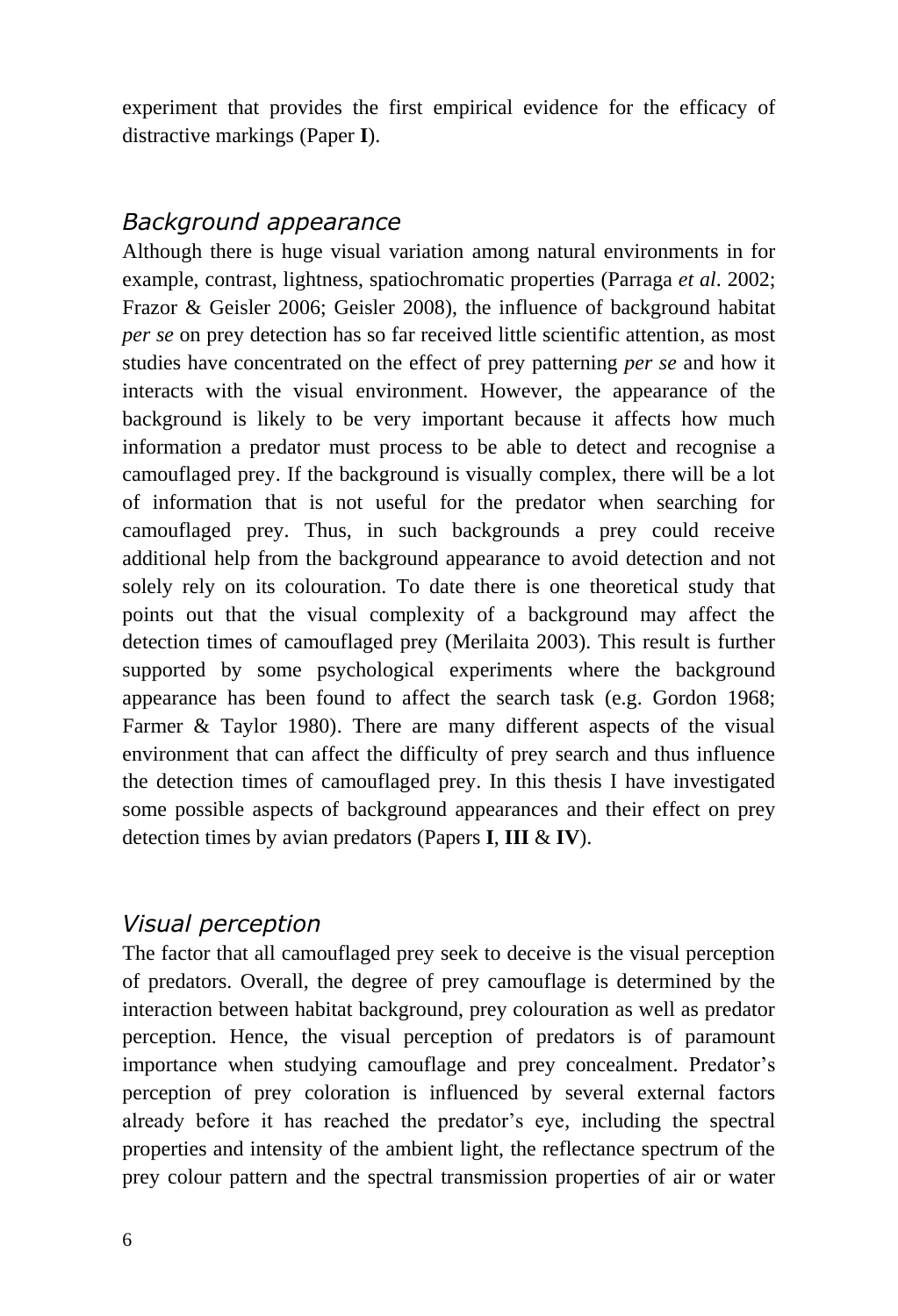experiment that provides the first empirical evidence for the efficacy of distractive markings (Paper **I**).

### *Background appearance*

Although there is huge visual variation among natural environments in for example, contrast, lightness, spatiochromatic properties (Parraga *et al*. 2002; Frazor & Geisler 2006; Geisler 2008), the influence of background habitat *per se* on prey detection has so far received little scientific attention, as most studies have concentrated on the effect of prey patterning *per se* and how it interacts with the visual environment. However, the appearance of the background is likely to be very important because it affects how much information a predator must process to be able to detect and recognise a camouflaged prey. If the background is visually complex, there will be a lot of information that is not useful for the predator when searching for camouflaged prey. Thus, in such backgrounds a prey could receive additional help from the background appearance to avoid detection and not solely rely on its colouration. To date there is one theoretical study that points out that the visual complexity of a background may affect the detection times of camouflaged prey (Merilaita 2003). This result is further supported by some psychological experiments where the background appearance has been found to affect the search task (e.g. Gordon 1968; Farmer & Taylor 1980). There are many different aspects of the visual environment that can affect the difficulty of prey search and thus influence the detection times of camouflaged prey. In this thesis I have investigated some possible aspects of background appearances and their effect on prey detection times by avian predators (Papers **I**, **III** & **IV**).

### *Visual perception*

The factor that all camouflaged prey seek to deceive is the visual perception of predators. Overall, the degree of prey camouflage is determined by the interaction between habitat background, prey colouration as well as predator perception. Hence, the visual perception of predators is of paramount importance when studying camouflage and prey concealment. Predator's perception of prey coloration is influenced by several external factors already before it has reached the predator's eye, including the spectral properties and intensity of the ambient light, the reflectance spectrum of the prey colour pattern and the spectral transmission properties of air or water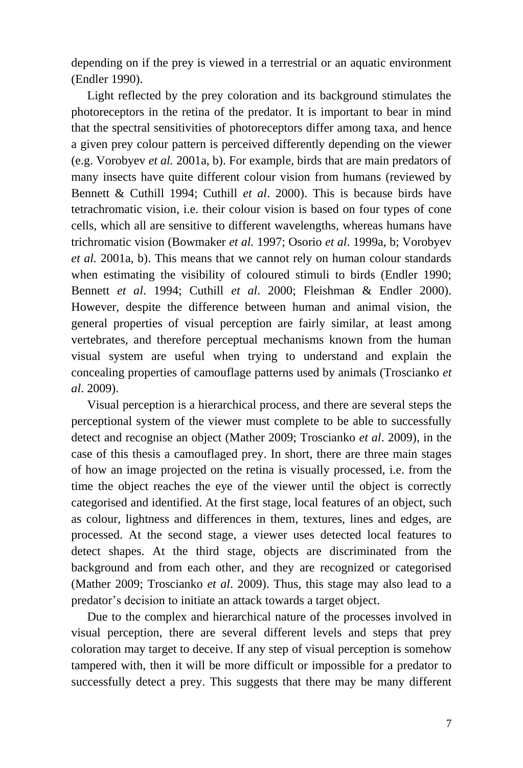depending on if the prey is viewed in a terrestrial or an aquatic environment (Endler 1990).

Light reflected by the prey coloration and its background stimulates the photoreceptors in the retina of the predator. It is important to bear in mind that the spectral sensitivities of photoreceptors differ among taxa, and hence a given prey colour pattern is perceived differently depending on the viewer (e.g. Vorobyev *et al.* 2001a, b). For example, birds that are main predators of many insects have quite different colour vision from humans (reviewed by Bennett & Cuthill 1994; Cuthill *et al*. 2000). This is because birds have tetrachromatic vision, i.e. their colour vision is based on four types of cone cells, which all are sensitive to different wavelengths, whereas humans have trichromatic vision (Bowmaker *et al.* 1997; Osorio *et al*. 1999a, b; Vorobyev *et al.* 2001a, b). This means that we cannot rely on human colour standards when estimating the visibility of coloured stimuli to birds (Endler 1990; Bennett *et al*. 1994; Cuthill *et al*. 2000; Fleishman & Endler 2000). However, despite the difference between human and animal vision, the general properties of visual perception are fairly similar, at least among vertebrates, and therefore perceptual mechanisms known from the human visual system are useful when trying to understand and explain the concealing properties of camouflage patterns used by animals (Troscianko *et al*. 2009).

Visual perception is a hierarchical process, and there are several steps the perceptional system of the viewer must complete to be able to successfully detect and recognise an object (Mather 2009; Troscianko *et al*. 2009), in the case of this thesis a camouflaged prey. In short, there are three main stages of how an image projected on the retina is visually processed, i.e. from the time the object reaches the eye of the viewer until the object is correctly categorised and identified. At the first stage, local features of an object, such as colour, lightness and differences in them, textures, lines and edges, are processed. At the second stage, a viewer uses detected local features to detect shapes. At the third stage, objects are discriminated from the background and from each other, and they are recognized or categorised (Mather 2009; Troscianko *et al*. 2009). Thus, this stage may also lead to a predator's decision to initiate an attack towards a target object.

Due to the complex and hierarchical nature of the processes involved in visual perception, there are several different levels and steps that prey coloration may target to deceive. If any step of visual perception is somehow tampered with, then it will be more difficult or impossible for a predator to successfully detect a prey. This suggests that there may be many different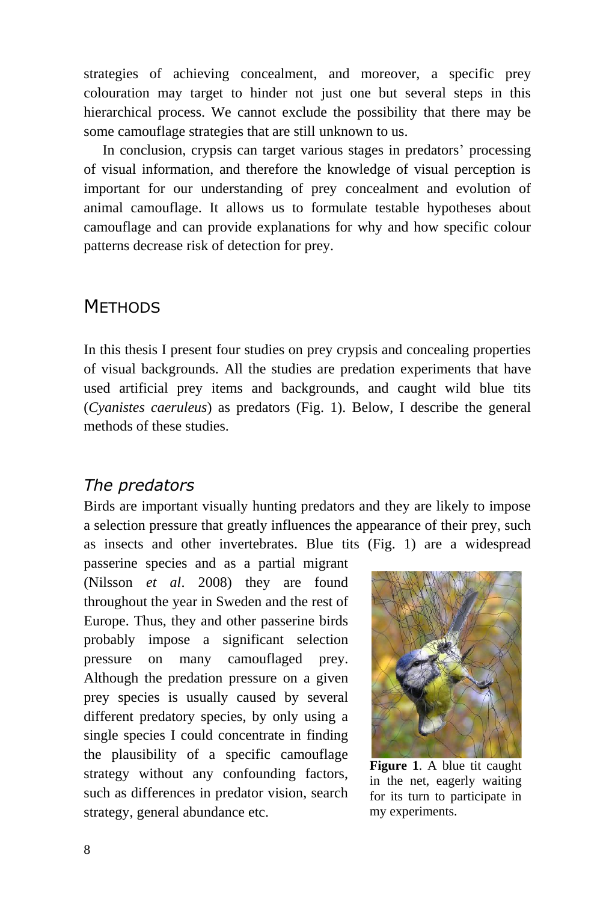strategies of achieving concealment, and moreover, a specific prey colouration may target to hinder not just one but several steps in this hierarchical process. We cannot exclude the possibility that there may be some camouflage strategies that are still unknown to us.

In conclusion, crypsis can target various stages in predators' processing of visual information, and therefore the knowledge of visual perception is important for our understanding of prey concealment and evolution of animal camouflage. It allows us to formulate testable hypotheses about camouflage and can provide explanations for why and how specific colour patterns decrease risk of detection for prey.

# METHODS

In this thesis I present four studies on prey crypsis and concealing properties of visual backgrounds. All the studies are predation experiments that have used artificial prey items and backgrounds, and caught wild blue tits (*Cyanistes caeruleus*) as predators (Fig. 1). Below, I describe the general methods of these studies.

## *The predators*

Birds are important visually hunting predators and they are likely to impose a selection pressure that greatly influences the appearance of their prey, such as insects and other invertebrates. Blue tits (Fig. 1) are a widespread passerine species and as a partial migrant (Nilsson *et al*. 2008) they are found throughout the year in Sweden and the rest of Europe. Thus, they and other passerine birds probably impose a significant selection pressure on many camouflaged prey. Although the predation pressure on a given prey species is usually caused by several different predatory species, by only using a single species I could concentrate in finding the plausibility of a specific camouflage strategy without any confounding factors, such as differences in predator vision, search strategy, general abundance etc.

**Figure 1**. A blue tit caught in the net, eagerly waiting for its turn to participate in my experiments.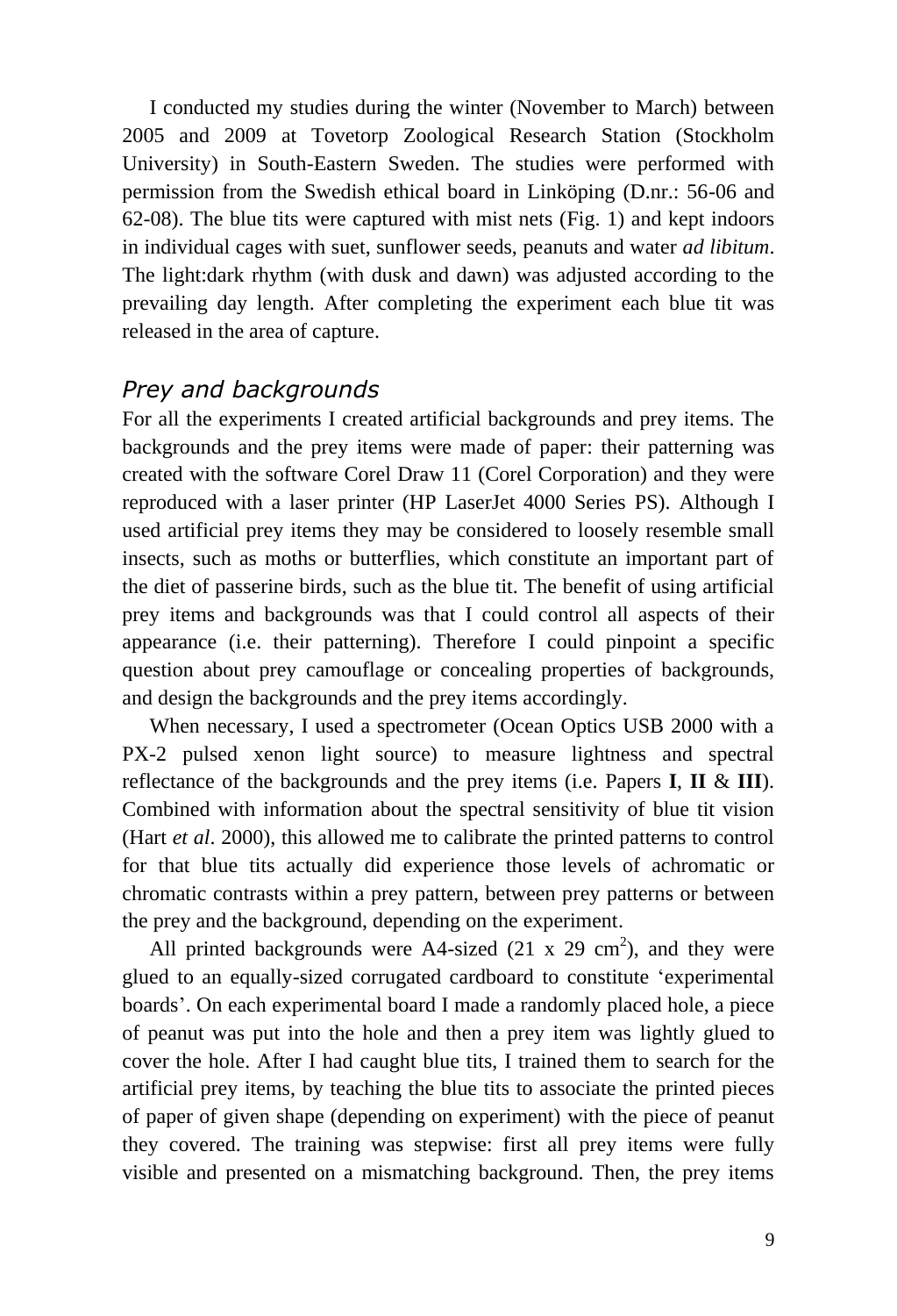I conducted my studies during the winter (November to March) between 2005 and 2009 at Tovetorp Zoological Research Station (Stockholm University) in South-Eastern Sweden. The studies were performed with permission from the Swedish ethical board in Linköping (D.nr.: 56-06 and 62-08). The blue tits were captured with mist nets (Fig. 1) and kept indoors in individual cages with suet, sunflower seeds, peanuts and water *ad libitum*. The light:dark rhythm (with dusk and dawn) was adjusted according to the prevailing day length. After completing the experiment each blue tit was released in the area of capture.

### *Prey and backgrounds*

For all the experiments I created artificial backgrounds and prey items. The backgrounds and the prey items were made of paper: their patterning was created with the software Corel Draw 11 (Corel Corporation) and they were reproduced with a laser printer (HP LaserJet 4000 Series PS). Although I used artificial prey items they may be considered to loosely resemble small insects, such as moths or butterflies, which constitute an important part of the diet of passerine birds, such as the blue tit. The benefit of using artificial prey items and backgrounds was that I could control all aspects of their appearance (i.e. their patterning). Therefore I could pinpoint a specific question about prey camouflage or concealing properties of backgrounds, and design the backgrounds and the prey items accordingly.

When necessary, I used a spectrometer (Ocean Optics USB 2000 with a PX-2 pulsed xenon light source) to measure lightness and spectral reflectance of the backgrounds and the prey items (i.e. Papers **I**, **II** & **III**). Combined with information about the spectral sensitivity of blue tit vision (Hart *et al*. 2000), this allowed me to calibrate the printed patterns to control for that blue tits actually did experience those levels of achromatic or chromatic contrasts within a prey pattern, between prey patterns or between the prey and the background, depending on the experiment.

All printed backgrounds were A4-sized (21 x 29 $cm^2$), and they were glued to an equally-sized corrugated cardboard to constitute 'experimental boards'. On each experimental board I made a randomly placed hole, a piece of peanut was put into the hole and then a prey item was lightly glued to cover the hole. After I had caught blue tits, I trained them to search for the artificial prey items, by teaching the blue tits to associate the printed pieces of paper of given shape (depending on experiment) with the piece of peanut they covered. The training was stepwise: first all prey items were fully visible and presented on a mismatching background. Then, the prey items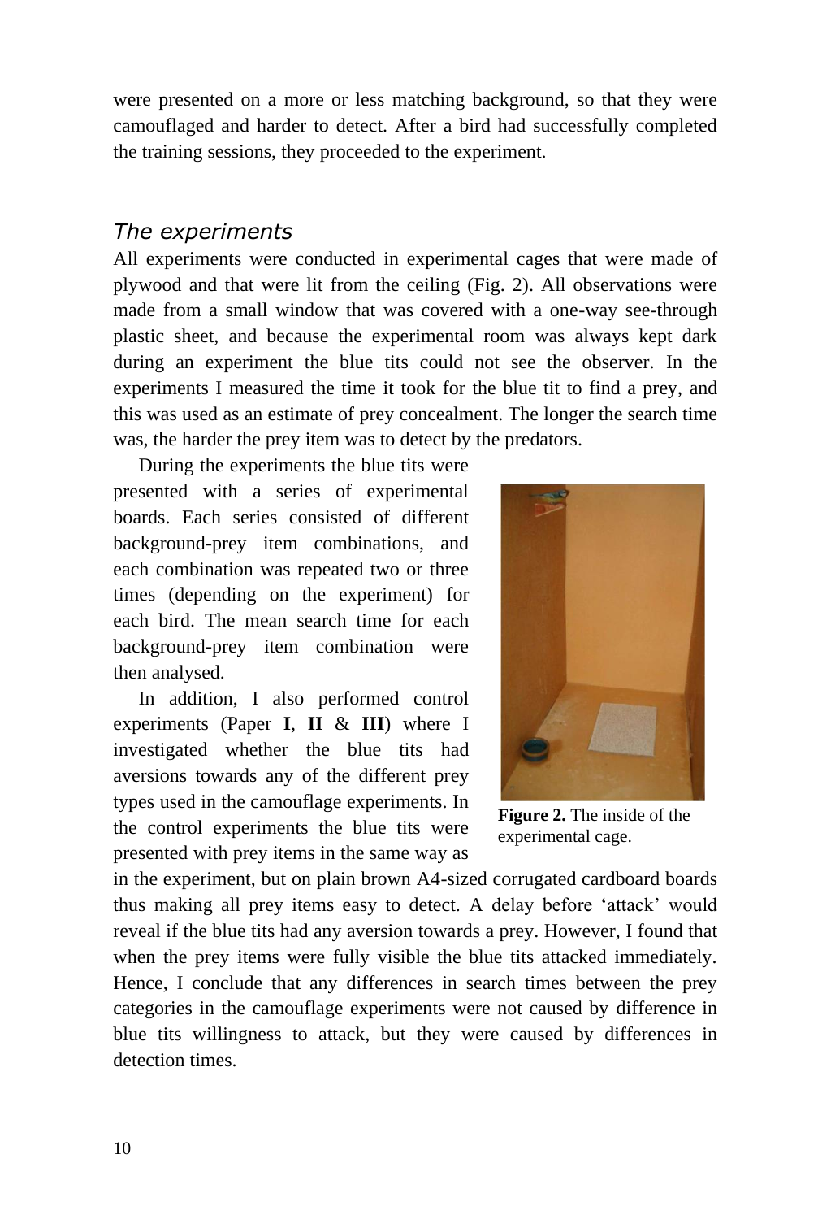were presented on a more or less matching background, so that they were camouflaged and harder to detect. After a bird had successfully completed the training sessions, they proceeded to the experiment.

### *The experiments*

All experiments were conducted in experimental cages that were made of plywood and that were lit from the ceiling (Fig. 2). All observations were made from a small window that was covered with a one-way see-through plastic sheet, and because the experimental room was always kept dark during an experiment the blue tits could not see the observer. In the experiments I measured the time it took for the blue tit to find a prey, and this was used as an estimate of prey concealment. The longer the search time was, the harder the prey item was to detect by the predators.

During the experiments the blue tits were presented with a series of experimental boards. Each series consisted of different background-prey item combinations, and each combination was repeated two or three times (depending on the experiment) for each bird. The mean search time for each background-prey item combination were then analysed.

In addition, I also performed control experiments (Paper **I**, **II** & **III**) where I investigated whether the blue tits had aversions towards any of the different prey types used in the camouflage experiments. In the control experiments the blue tits were presented with prey items in the same way as in the experiment, but on plain brown A4-sized corrugated cardboard boards thus making all prey items easy to detect. A delay before 'attack' would reveal if the blue tits had any aversion towards a prey. However, I found that when the prey items were fully visible the blue tits attacked immediately. Hence, I conclude that any differences in search times between the prey categories in the camouflage experiments were not caused by difference in blue tits willingness to attack, but they were caused by differences in detection times.

**Figure 2.** The inside of the experimental cage.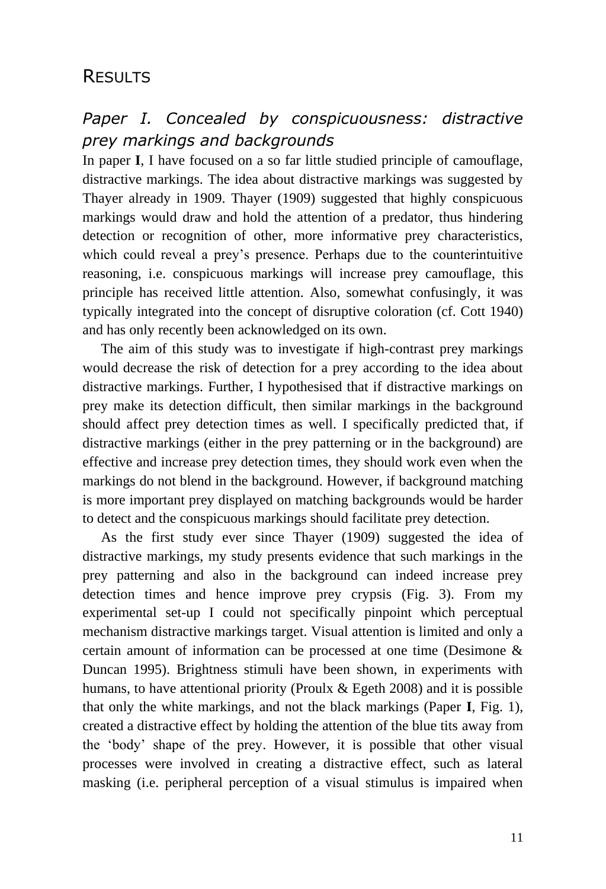# Results

## *Paper I. Concealed by conspicuousness: distractive prey markings and backgrounds*

In paper **I**, I have focused on a so far little studied principle of camouflage, distractive markings. The idea about distractive markings was suggested by Thayer already in 1909. Thayer (1909) suggested that highly conspicuous markings would draw and hold the attention of a predator, thus hindering detection or recognition of other, more informative prey characteristics, which could reveal a prey's presence. Perhaps due to the counterintuitive reasoning, i.e. conspicuous markings will increase prey camouflage, this principle has received little attention. Also, somewhat confusingly, it was typically integrated into the concept of disruptive coloration (cf. Cott 1940) and has only recently been acknowledged on its own.

The aim of this study was to investigate if high-contrast prey markings would decrease the risk of detection for a prey according to the idea about distractive markings. Further, I hypothesised that if distractive markings on prey make its detection difficult, then similar markings in the background should affect prey detection times as well. I specifically predicted that, if distractive markings (either in the prey patterning or in the background) are effective and increase prey detection times, they should work even when the markings do not blend in the background. However, if background matching is more important prey displayed on matching backgrounds would be harder to detect and the conspicuous markings should facilitate prey detection.

As the first study ever since Thayer (1909) suggested the idea of distractive markings, my study presents evidence that such markings in the prey patterning and also in the background can indeed increase prey detection times and hence improve prey crypsis (Fig. 3). From my experimental set-up I could not specifically pinpoint which perceptual mechanism distractive markings target. Visual attention is limited and only a certain amount of information can be processed at one time (Desimone & Duncan 1995). Brightness stimuli have been shown, in experiments with humans, to have attentional priority (Proulx & Egeth 2008) and it is possible that only the white markings, and not the black markings (Paper **I**, Fig. 1), created a distractive effect by holding the attention of the blue tits away from the 'body' shape of the prey. However, it is possible that other visual processes were involved in creating a distractive effect, such as lateral masking (i.e. peripheral perception of a visual stimulus is impaired when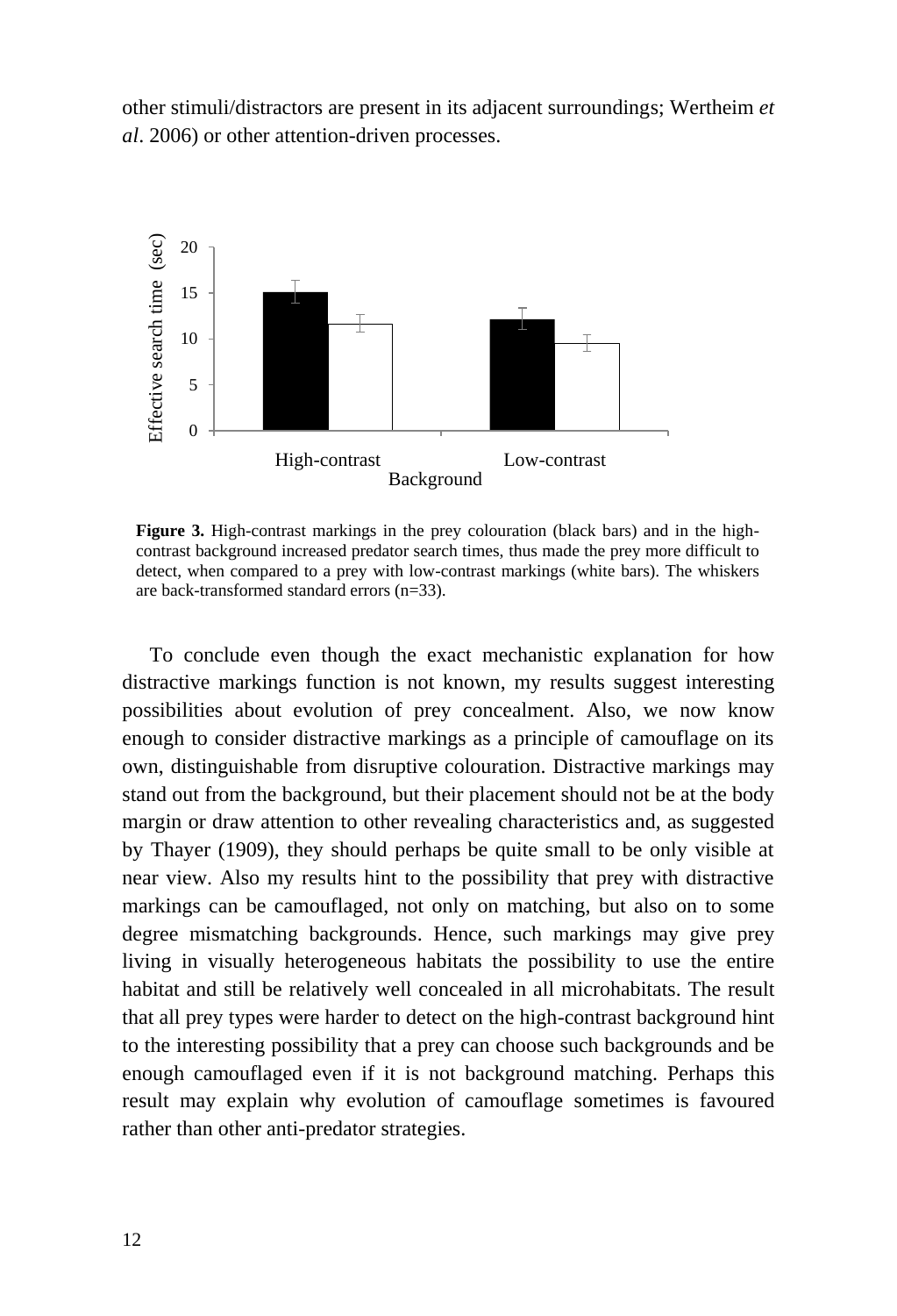other stimuli/distractors are present in its adjacent surroundings; Wertheim *et al*. 2006) or other attention-driven processes.

**Figure 3.** High-contrast markings in the prey colouration (black bars) and in the high-contrast background increased predator search times, thus made the prey more difficult to detect, when compared to a prey with low-contrast markings (white bars). The whiskers are back-transformed standard errors (n=33).

To conclude even though the exact mechanistic explanation for how distractive markings function is not known, my results suggest interesting possibilities about evolution of prey concealment. Also, we now know enough to consider distractive markings as a principle of camouflage on its own, distinguishable from disruptive colouration. Distractive markings may stand out from the background, but their placement should not be at the body margin or draw attention to other revealing characteristics and, as suggested by Thayer (1909), they should perhaps be quite small to be only visible at near view. Also my results hint to the possibility that prey with distractive markings can be camouflaged, not only on matching, but also on to some degree mismatching backgrounds. Hence, such markings may give prey living in visually heterogeneous habitats the possibility to use the entire habitat and still be relatively well concealed in all microhabitats. The result that all prey types were harder to detect on the high-contrast background hint to the interesting possibility that a prey can choose such backgrounds and be enough camouflaged even if it is not background matching. Perhaps this result may explain why evolution of camouflage sometimes is favoured rather than other anti-predator strategies.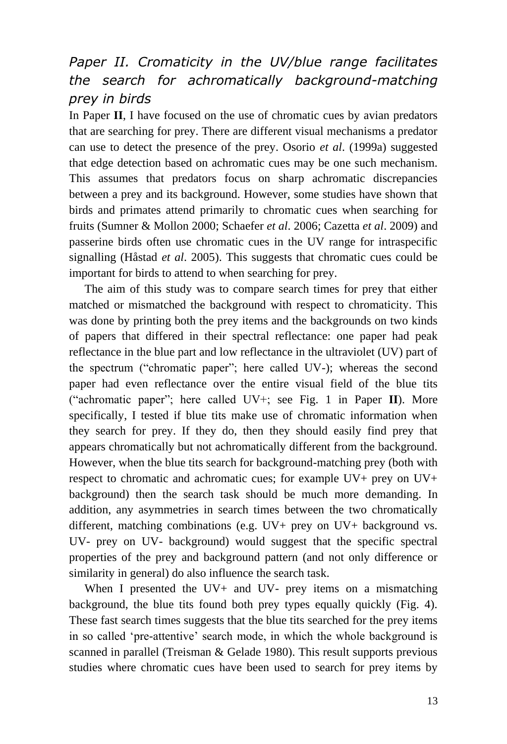## *Paper II. Cromaticity in the UV/blue range facilitates the search for achromatically background-matching prey in birds*

In Paper **II**, I have focused on the use of chromatic cues by avian predators that are searching for prey. There are different visual mechanisms a predator can use to detect the presence of the prey. Osorio *et al*. (1999a) suggested that edge detection based on achromatic cues may be one such mechanism. This assumes that predators focus on sharp achromatic discrepancies between a prey and its background. However, some studies have shown that birds and primates attend primarily to chromatic cues when searching for fruits (Sumner & Mollon 2000; Schaefer *et al*. 2006; Cazetta *et al*. 2009) and passerine birds often use chromatic cues in the UV range for intraspecific signalling (Håstad *et al*. 2005). This suggests that chromatic cues could be important for birds to attend to when searching for prey.

The aim of this study was to compare search times for prey that either matched or mismatched the background with respect to chromaticity. This was done by printing both the prey items and the backgrounds on two kinds of papers that differed in their spectral reflectance: one paper had peak reflectance in the blue part and low reflectance in the ultraviolet (UV) part of the spectrum ("chromatic paper"; here called UV-); whereas the second paper had even reflectance over the entire visual field of the blue tits ("achromatic paper"; here called UV+; see Fig. 1 in Paper **II**). More specifically, I tested if blue tits make use of chromatic information when they search for prey. If they do, then they should easily find prey that appears chromatically but not achromatically different from the background. However, when the blue tits search for background-matching prey (both with respect to chromatic and achromatic cues; for example UV+ prey on UV+ background) then the search task should be much more demanding. In addition, any asymmetries in search times between the two chromatically different, matching combinations (e.g. UV+ prey on UV+ background vs. UV- prey on UV- background) would suggest that the specific spectral properties of the prey and background pattern (and not only difference or similarity in general) do also influence the search task.

When I presented the UV+ and UV- prey items on a mismatching background, the blue tits found both prey types equally quickly (Fig. 4). These fast search times suggests that the blue tits searched for the prey items in so called 'pre-attentive' search mode, in which the whole background is scanned in parallel (Treisman & Gelade 1980). This result supports previous studies where chromatic cues have been used to search for prey items by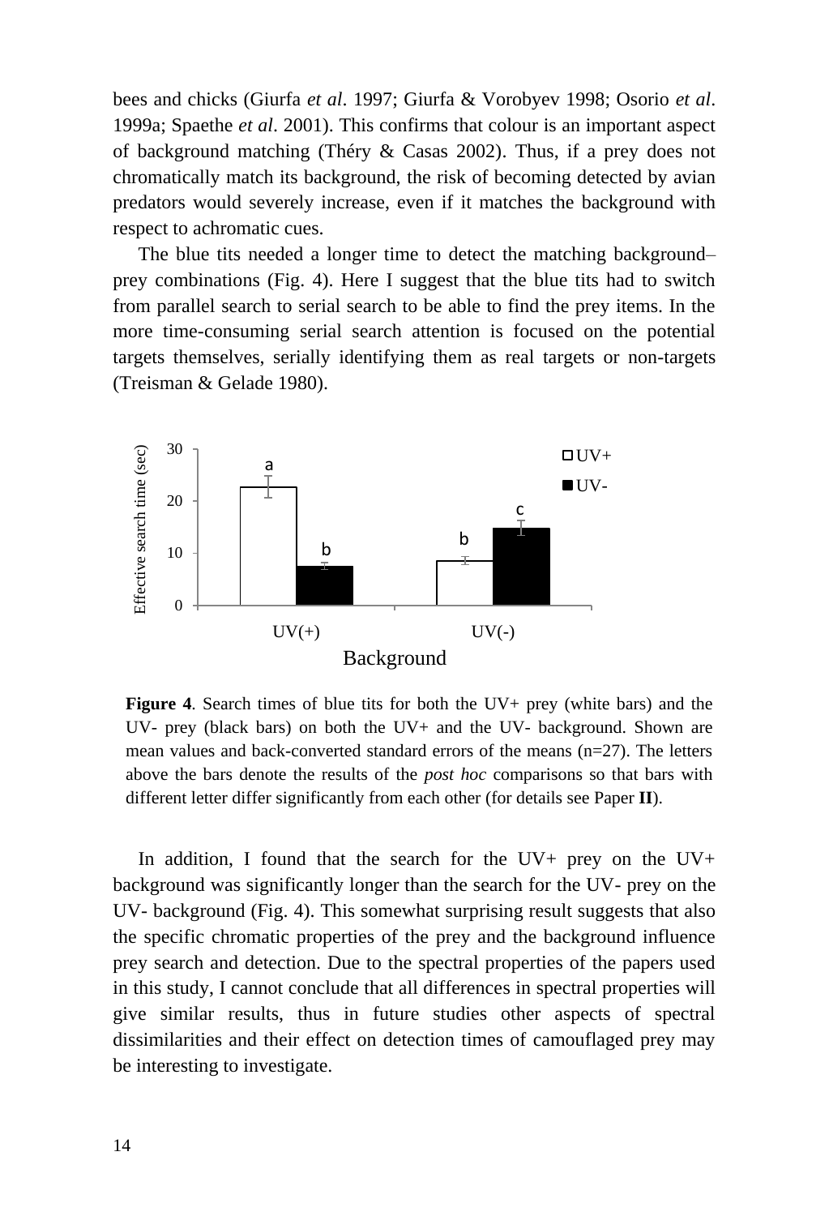bees and chicks (Giurfa *et al*. 1997; Giurfa & Vorobyev 1998; Osorio *et al*. 1999a; Spaethe *et al*. 2001). This confirms that colour is an important aspect of background matching (Théry & Casas 2002). Thus, if a prey does not chromatically match its background, the risk of becoming detected by avian predators would severely increase, even if it matches the background with respect to achromatic cues.

The blue tits needed a longer time to detect the matching background–prey combinations (Fig. 4). Here I suggest that the blue tits had to switch from parallel search to serial search to be able to find the prey items. In the more time-consuming serial search attention is focused on the potential targets themselves, serially identifying them as real targets or non-targets (Treisman & Gelade 1980).

**Figure 4**. Search times of blue tits for both the UV+ prey (white bars) and the UV- prey (black bars) on both the UV+ and the UV- background. Shown are mean values and back-converted standard errors of the means (n=27). The letters above the bars denote the results of the *post hoc* comparisons so that bars with different letter differ significantly from each other (for details see Paper **II**).

In addition, I found that the search for the UV+ prey on the UV+ background was significantly longer than the search for the UV- prey on the UV- background (Fig. 4). This somewhat surprising result suggests that also the specific chromatic properties of the prey and the background influence prey search and detection. Due to the spectral properties of the papers used in this study, I cannot conclude that all differences in spectral properties will give similar results, thus in future studies other aspects of spectral dissimilarities and their effect on detection times of camouflaged prey may be interesting to investigate.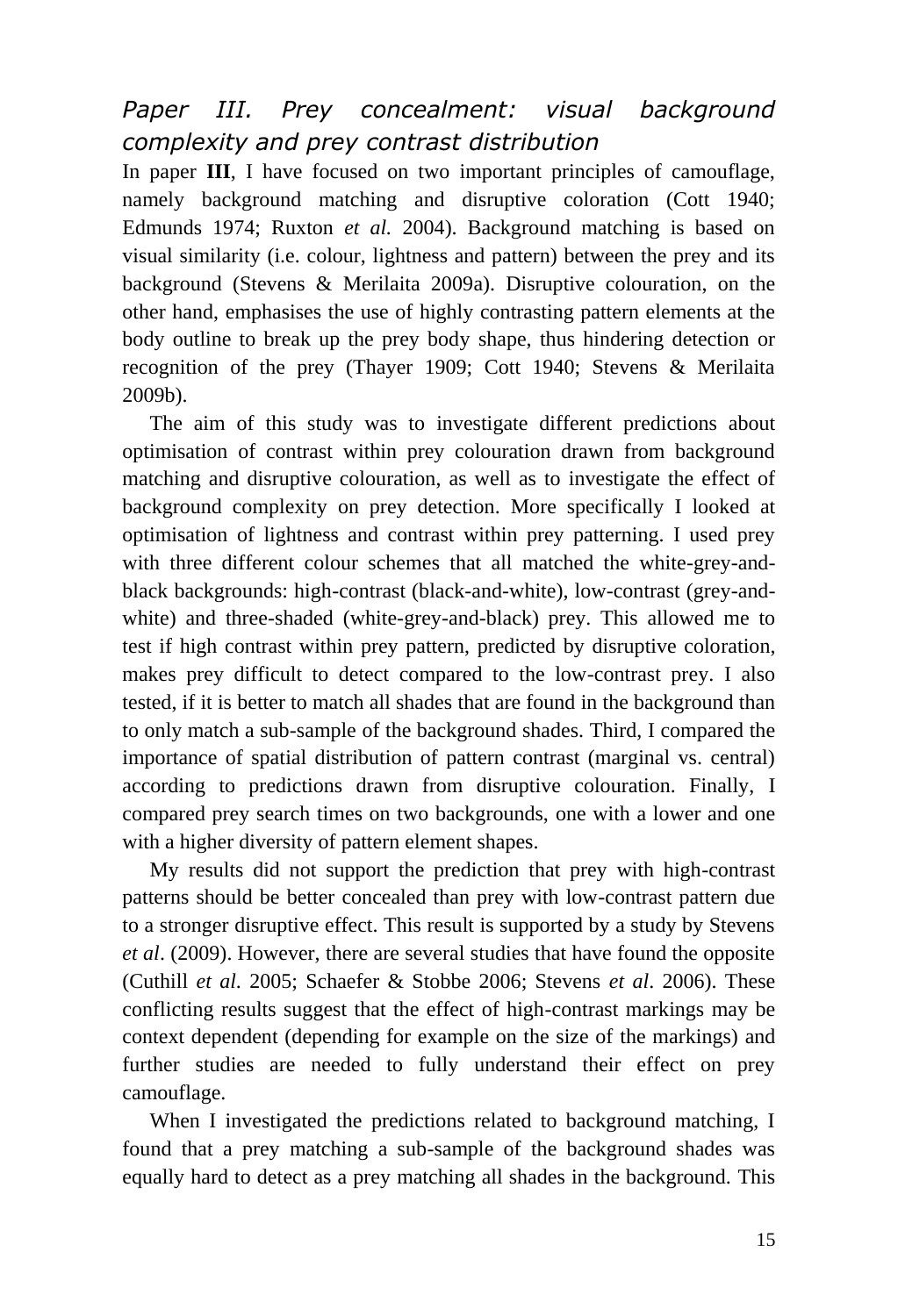## *Paper III. Prey concealment: visual background complexity and prey contrast distribution*

In paper **III**, I have focused on two important principles of camouflage, namely background matching and disruptive coloration (Cott 1940; Edmunds 1974; Ruxton *et al.* 2004). Background matching is based on visual similarity (i.e. colour, lightness and pattern) between the prey and its background (Stevens & Merilaita 2009a). Disruptive colouration, on the other hand, emphasises the use of highly contrasting pattern elements at the body outline to break up the prey body shape, thus hindering detection or recognition of the prey (Thayer 1909; Cott 1940; Stevens & Merilaita 2009b).

The aim of this study was to investigate different predictions about optimisation of contrast within prey colouration drawn from background matching and disruptive colouration, as well as to investigate the effect of background complexity on prey detection. More specifically I looked at optimisation of lightness and contrast within prey patterning. I used prey with three different colour schemes that all matched the white-grey-and-black backgrounds: high-contrast (black-and-white), low-contrast (grey-and-white) and three-shaded (white-grey-and-black) prey. This allowed me to test if high contrast within prey pattern, predicted by disruptive coloration, makes prey difficult to detect compared to the low-contrast prey. I also tested, if it is better to match all shades that are found in the background than to only match a sub-sample of the background shades. Third, I compared the importance of spatial distribution of pattern contrast (marginal vs. central) according to predictions drawn from disruptive colouration. Finally, I compared prey search times on two backgrounds, one with a lower and one with a higher diversity of pattern element shapes.

My results did not support the prediction that prey with high-contrast patterns should be better concealed than prey with low-contrast pattern due to a stronger disruptive effect. This result is supported by a study by Stevens *et al*. (2009). However, there are several studies that have found the opposite (Cuthill *et al.* 2005; Schaefer & Stobbe 2006; Stevens *et al*. 2006). These conflicting results suggest that the effect of high-contrast markings may be context dependent (depending for example on the size of the markings) and further studies are needed to fully understand their effect on prey camouflage.

When I investigated the predictions related to background matching, I found that a prey matching a sub-sample of the background shades was equally hard to detect as a prey matching all shades in the background. This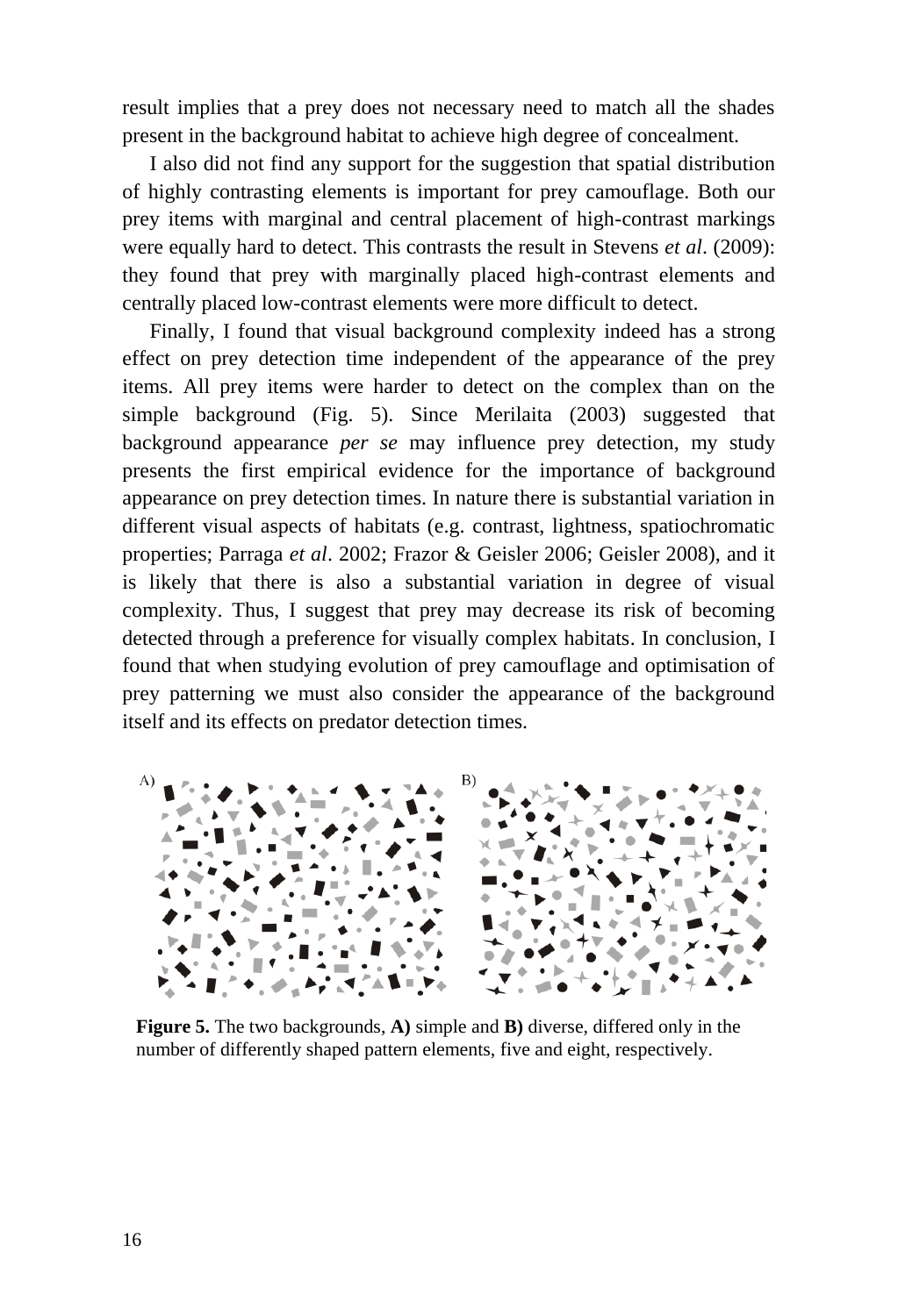result implies that a prey does not necessary need to match all the shades present in the background habitat to achieve high degree of concealment.

I also did not find any support for the suggestion that spatial distribution of highly contrasting elements is important for prey camouflage. Both our prey items with marginal and central placement of high-contrast markings were equally hard to detect. This contrasts the result in Stevens *et al*. (2009): they found that prey with marginally placed high-contrast elements and centrally placed low-contrast elements were more difficult to detect.

Finally, I found that visual background complexity indeed has a strong effect on prey detection time independent of the appearance of the prey items. All prey items were harder to detect on the complex than on the simple background (Fig. 5). Since Merilaita (2003) suggested that background appearance *per se* may influence prey detection, my study presents the first empirical evidence for the importance of background appearance on prey detection times. In nature there is substantial variation in different visual aspects of habitats (e.g. contrast, lightness, spatiochromatic properties; Parraga *et al*. 2002; Frazor & Geisler 2006; Geisler 2008), and it is likely that there is also a substantial variation in degree of visual complexity. Thus, I suggest that prey may decrease its risk of becoming detected through a preference for visually complex habitats. In conclusion, I found that when studying evolution of prey camouflage and optimisation of prey patterning we must also consider the appearance of the background itself and its effects on predator detection times.

**Figure 5.** The two backgrounds, **A)** simple and **B)** diverse, differed only in the number of differently shaped pattern elements, five and eight, respectively.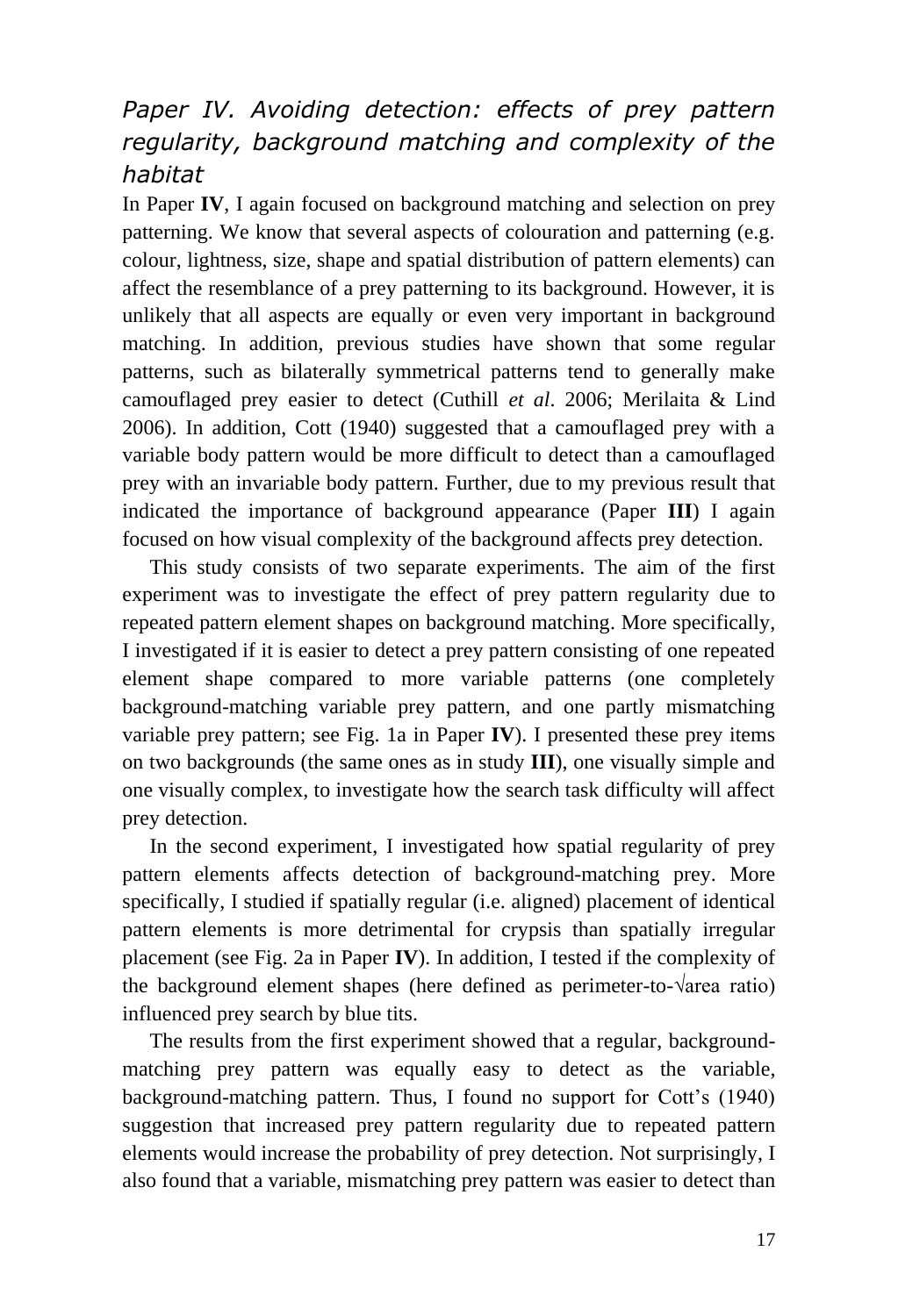### *Paper IV. Avoiding detection: effects of prey pattern regularity, background matching and complexity of the habitat*

In Paper **IV**, I again focused on background matching and selection on prey patterning. We know that several aspects of colouration and patterning (e.g. colour, lightness, size, shape and spatial distribution of pattern elements) can affect the resemblance of a prey patterning to its background. However, it is unlikely that all aspects are equally or even very important in background matching. In addition, previous studies have shown that some regular patterns, such as bilaterally symmetrical patterns tend to generally make camouflaged prey easier to detect (Cuthill *et al*. 2006; Merilaita & Lind 2006). In addition, Cott (1940) suggested that a camouflaged prey with a variable body pattern would be more difficult to detect than a camouflaged prey with an invariable body pattern. Further, due to my previous result that indicated the importance of background appearance (Paper **III**) I again focused on how visual complexity of the background affects prey detection.

This study consists of two separate experiments. The aim of the first experiment was to investigate the effect of prey pattern regularity due to repeated pattern element shapes on background matching. More specifically, I investigated if it is easier to detect a prey pattern consisting of one repeated element shape compared to more variable patterns (one completely background-matching variable prey pattern, and one partly mismatching variable prey pattern; see Fig. 1a in Paper **IV**). I presented these prey items on two backgrounds (the same ones as in study **III**), one visually simple and one visually complex, to investigate how the search task difficulty will affect prey detection.

In the second experiment, I investigated how spatial regularity of prey pattern elements affects detection of background-matching prey. More specifically, I studied if spatially regular (i.e. aligned) placement of identical pattern elements is more detrimental for crypsis than spatially irregular placement (see Fig. 2a in Paper **IV**). In addition, I tested if the complexity of the background element shapes (here defined as perimeter-to-√area ratio) influenced prey search by blue tits.

The results from the first experiment showed that a regular, background-matching prey pattern was equally easy to detect as the variable, background-matching pattern. Thus, I found no support for Cott's (1940) suggestion that increased prey pattern regularity due to repeated pattern elements would increase the probability of prey detection. Not surprisingly, I also found that a variable, mismatching prey pattern was easier to detect than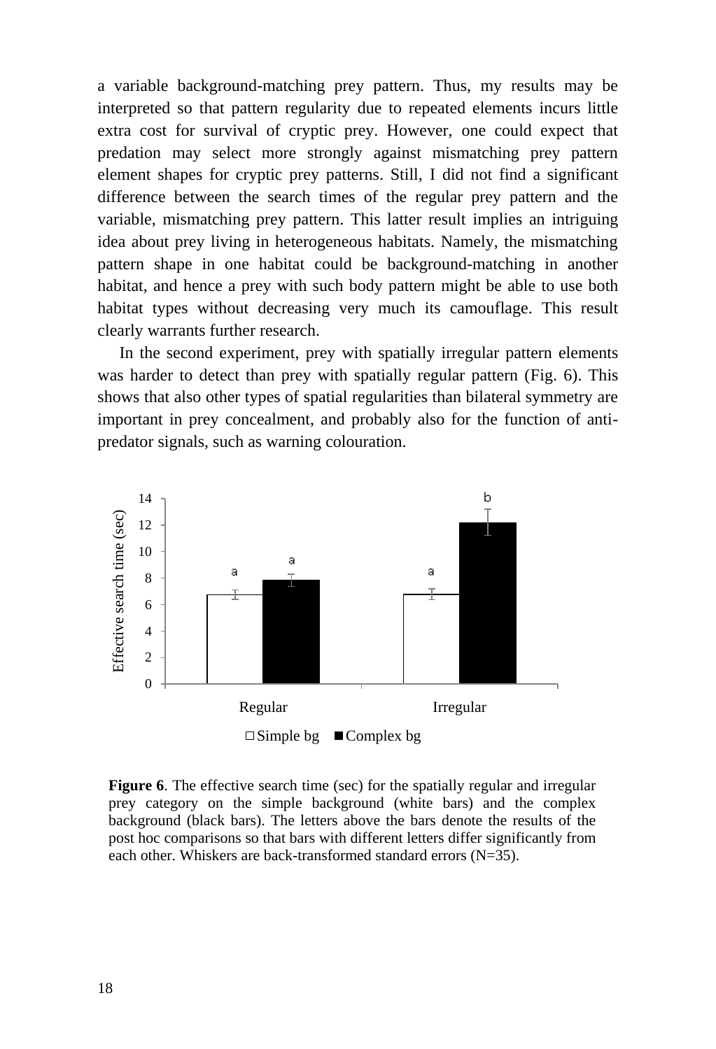a variable background-matching prey pattern. Thus, my results may be interpreted so that pattern regularity due to repeated elements incurs little extra cost for survival of cryptic prey. However, one could expect that predation may select more strongly against mismatching prey pattern element shapes for cryptic prey patterns. Still, I did not find a significant difference between the search times of the regular prey pattern and the variable, mismatching prey pattern. This latter result implies an intriguing idea about prey living in heterogeneous habitats. Namely, the mismatching pattern shape in one habitat could be background-matching in another habitat, and hence a prey with such body pattern might be able to use both habitat types without decreasing very much its camouflage. This result clearly warrants further research.

In the second experiment, prey with spatially irregular pattern elements was harder to detect than prey with spatially regular pattern (Fig. 6). This shows that also other types of spatial regularities than bilateral symmetry are important in prey concealment, and probably also for the function of anti-predator signals, such as warning colouration.

**Figure 6**. The effective search time (sec) for the spatially regular and irregular prey category on the simple background (white bars) and the complex background (black bars). The letters above the bars denote the results of the post hoc comparisons so that bars with different letters differ significantly from each other. Whiskers are back-transformed standard errors (N=35).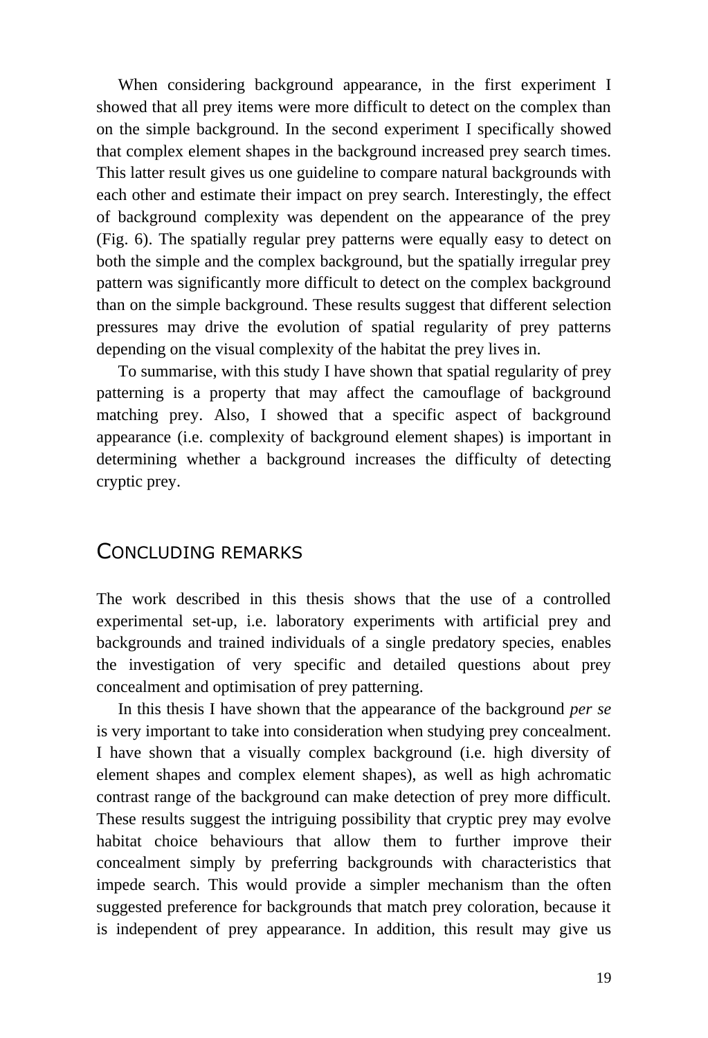When considering background appearance, in the first experiment I showed that all prey items were more difficult to detect on the complex than on the simple background. In the second experiment I specifically showed that complex element shapes in the background increased prey search times. This latter result gives us one guideline to compare natural backgrounds with each other and estimate their impact on prey search. Interestingly, the effect of background complexity was dependent on the appearance of the prey (Fig. 6). The spatially regular prey patterns were equally easy to detect on both the simple and the complex background, but the spatially irregular prey pattern was significantly more difficult to detect on the complex background than on the simple background. These results suggest that different selection pressures may drive the evolution of spatial regularity of prey patterns depending on the visual complexity of the habitat the prey lives in.

To summarise, with this study I have shown that spatial regularity of prey patterning is a property that may affect the camouflage of background matching prey. Also, I showed that a specific aspect of background appearance (i.e. complexity of background element shapes) is important in determining whether a background increases the difficulty of detecting cryptic prey.

## Concluding remarks

The work described in this thesis shows that the use of a controlled experimental set-up, i.e. laboratory experiments with artificial prey and backgrounds and trained individuals of a single predatory species, enables the investigation of very specific and detailed questions about prey concealment and optimisation of prey patterning.

In this thesis I have shown that the appearance of the background *per se* is very important to take into consideration when studying prey concealment. I have shown that a visually complex background (i.e. high diversity of element shapes and complex element shapes), as well as high achromatic contrast range of the background can make detection of prey more difficult. These results suggest the intriguing possibility that cryptic prey may evolve habitat choice behaviours that allow them to further improve their concealment simply by preferring backgrounds with characteristics that impede search. This would provide a simpler mechanism than the often suggested preference for backgrounds that match prey coloration, because it is independent of prey appearance. In addition, this result may give us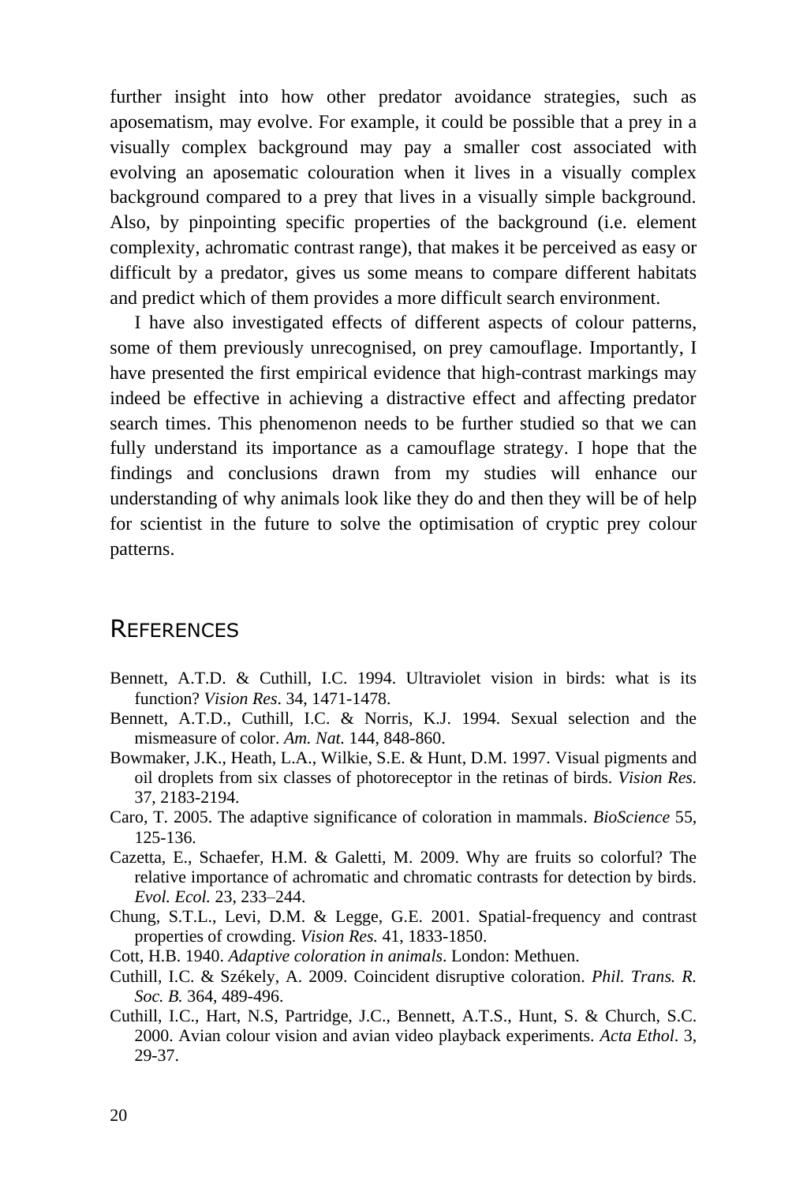further insight into how other predator avoidance strategies, such as aposematism, may evolve. For example, it could be possible that a prey in a visually complex background may pay a smaller cost associated with evolving an aposematic colouration when it lives in a visually complex background compared to a prey that lives in a visually simple background. Also, by pinpointing specific properties of the background (i.e. element complexity, achromatic contrast range), that makes it be perceived as easy or difficult by a predator, gives us some means to compare different habitats and predict which of them provides a more difficult search environment.

I have also investigated effects of different aspects of colour patterns, some of them previously unrecognised, on prey camouflage. Importantly, I have presented the first empirical evidence that high-contrast markings may indeed be effective in achieving a distractive effect and affecting predator search times. This phenomenon needs to be further studied so that we can fully understand its importance as a camouflage strategy. I hope that the findings and conclusions drawn from my studies will enhance our understanding of why animals look like they do and then they will be of help for scientist in the future to solve the optimisation of cryptic prey colour patterns.

## REFERENCES

Bennett, A.T.D. & Cuthill, I.C. 1994. Ultraviolet vision in birds: what is its function? *Vision Res*. 34, 1471-1478.

Bennett, A.T.D., Cuthill, I.C. & Norris, K.J. 1994. Sexual selection and the mismeasure of color. *Am. Nat.* 144, 848-860.

Bowmaker, J.K., Heath, L.A., Wilkie, S.E. & Hunt, D.M. 1997. Visual pigments and oil droplets from six classes of photoreceptor in the retinas of birds. *Vision Res.* 37, 2183-2194.

Caro, T. 2005. The adaptive significance of coloration in mammals. *BioScience* 55, 125-136.

Cazetta, E., Schaefer, H.M. & Galetti, M. 2009. Why are fruits so colorful? The relative importance of achromatic and chromatic contrasts for detection by birds. *Evol. Ecol.* 23, 233–244.

Chung, S.T.L., Levi, D.M. & Legge, G.E. 2001. Spatial-frequency and contrast properties of crowding. *Vision Res.* 41, 1833-1850.

Cott, H.B. 1940. *Adaptive coloration in animals*. London: Methuen.

Cuthill, I.C. & Székely, A. 2009. Coincident disruptive coloration. *Phil. Trans. R. Soc. B.* 364, 489-496.

Cuthill, I.C., Hart, N.S, Partridge, J.C., Bennett, A.T.S., Hunt, S. & Church, S.C. 2000. Avian colour vision and avian video playback experiments. *Acta Ethol*. 3, 29-37.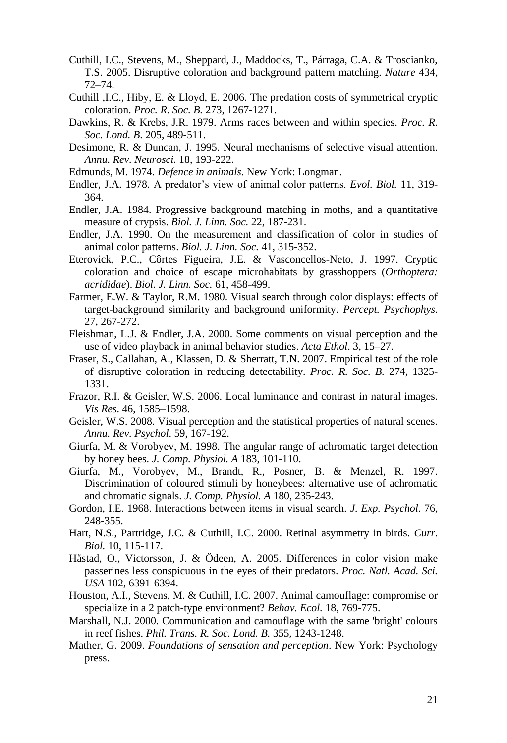Cuthill, I.C., Stevens, M., Sheppard, J., Maddocks, T., Párraga, C.A. & Troscianko, T.S. 2005. Disruptive coloration and background pattern matching. *Nature* 434, 72–74.

Cuthill ,I.C., Hiby, E. & Lloyd, E. 2006. The predation costs of symmetrical cryptic coloration. *Proc. R. Soc. B.* 273, 1267-1271.

Dawkins, R. & Krebs, J.R. 1979. Arms races between and within species. *Proc. R. Soc. Lond. B.* 205, 489-511.

Desimone, R. & Duncan, J. 1995. Neural mechanisms of selective visual attention. *Annu. Rev. Neurosci.* 18, 193-222.

Edmunds, M. 1974. *Defence in animals*. New York: Longman.

Endler, J.A. 1978. A predator's view of animal color patterns. *Evol. Biol.* 11, 319-364.

Endler, J.A. 1984. Progressive background matching in moths, and a quantitative measure of crypsis. *Biol. J. Linn. Soc.* 22, 187-231.

Endler, J.A. 1990. On the measurement and classification of color in studies of animal color patterns. *Biol. J. Linn. Soc.* 41, 315-352.

Eterovick, P.C., Côrtes Figueira, J.E. & Vasconcellos-Neto, J. 1997. Cryptic coloration and choice of escape microhabitats by grasshoppers (*Orthoptera: acrididae*). *Biol. J. Linn. Soc.* 61, 458-499.

Farmer, E.W. & Taylor, R.M. 1980. Visual search through color displays: effects of target-background similarity and background uniformity. *Percept. Psychophys*. 27, 267-272.

Fleishman, L.J. & Endler, J.A. 2000. Some comments on visual perception and the use of video playback in animal behavior studies. *Acta Ethol*. 3, 15–27.

Fraser, S., Callahan, A., Klassen, D. & Sherratt, T.N. 2007. Empirical test of the role of disruptive coloration in reducing detectability. *Proc. R. Soc. B.* 274, 1325-1331.

Frazor, R.I. & Geisler, W.S. 2006. Local luminance and contrast in natural images. *Vis Res*. 46, 1585–1598.

Geisler, W.S. 2008. Visual perception and the statistical properties of natural scenes. *Annu. Rev. Psychol.* 59, 167-192.

Giurfa, M. & Vorobyev, M. 1998. The angular range of achromatic target detection by honey bees. *J. Comp. Physiol. A* 183, 101-110.

Giurfa, M., Vorobyev, M., Brandt, R., Posner, B. & Menzel, R. 1997. Discrimination of coloured stimuli by honeybees: alternative use of achromatic and chromatic signals. *J. Comp. Physiol. A* 180, 235-243.

Gordon, I.E. 1968. Interactions between items in visual search. *J. Exp. Psychol.* 76, 248-355.

Hart, N.S., Partridge, J.C. & Cuthill, I.C. 2000. Retinal asymmetry in birds. *Curr. Biol.* 10, 115-117.

Håstad, O., Victorsson, J. & Ödeen, A. 2005. Differences in color vision make passerines less conspicuous in the eyes of their predators. *Proc. Natl. Acad. Sci. USA* 102, 6391-6394.

Houston, A.I., Stevens, M. & Cuthill, I.C. 2007. Animal camouflage: compromise or specialize in a 2 patch-type environment? *Behav. Ecol.* 18, 769-775.

Marshall, N.J. 2000. Communication and camouflage with the same 'bright' colours in reef fishes. *Phil. Trans. R. Soc. Lond. B.* 355, 1243-1248.

Mather, G. 2009. *Foundations of sensation and perception*. New York: Psychology press.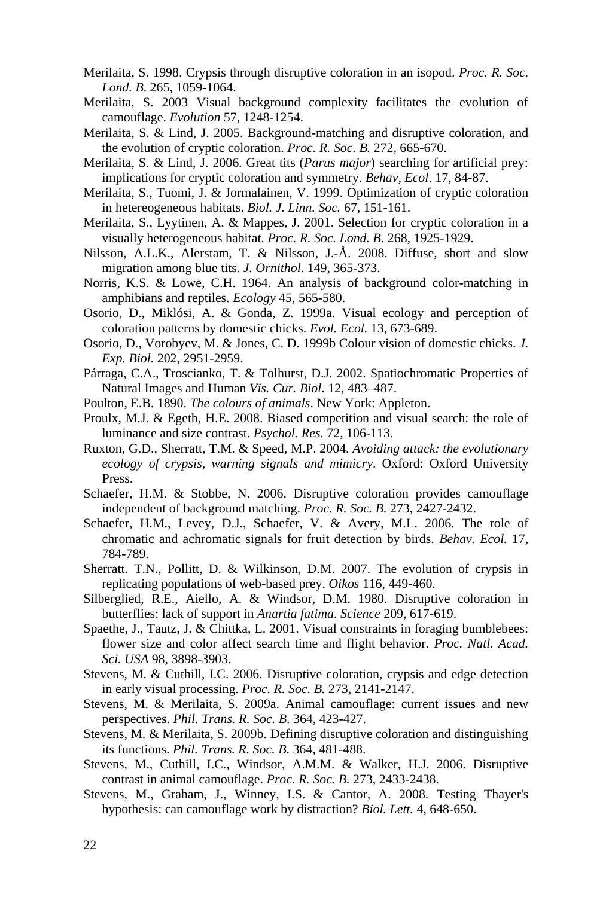Merilaita, S. 1998. Crypsis through disruptive coloration in an isopod. *Proc. R. Soc. Lond. B*. 265, 1059-1064.

Merilaita, S. 2003 Visual background complexity facilitates the evolution of camouflage. *Evolution* 57, 1248-1254.

Merilaita, S. & Lind, J. 2005. Background-matching and disruptive coloration, and the evolution of cryptic coloration. *Proc. R. Soc. B.* 272, 665-670.

Merilaita, S. & Lind, J. 2006. Great tits (*Parus major*) searching for artificial prey: implications for cryptic coloration and symmetry. *Behav, Ecol*. 17, 84-87.

Merilaita, S., Tuomi, J. & Jormalainen, V. 1999. Optimization of cryptic coloration in hetereogeneous habitats. *Biol. J. Linn. Soc.* 67, 151-161.

Merilaita, S., Lyytinen, A. & Mappes, J. 2001. Selection for cryptic coloration in a visually heterogeneous habitat. *Proc. R. Soc. Lond. B*. 268, 1925-1929.

Nilsson, A.L.K., Alerstam, T. & Nilsson, J.-Å. 2008. Diffuse, short and slow migration among blue tits. *J. Ornithol*. 149, 365-373.

Norris, K.S. & Lowe, C.H. 1964. An analysis of background color-matching in amphibians and reptiles. *Ecology* 45, 565-580.

Osorio, D., Miklósi, A. & Gonda, Z. 1999a. Visual ecology and perception of coloration patterns by domestic chicks. *Evol. Ecol.* 13, 673-689.

Osorio, D., Vorobyev, M. & Jones, C. D. 1999b Colour vision of domestic chicks. *J. Exp. Biol.* 202, 2951-2959.

Párraga, C.A., Troscianko, T. & Tolhurst, D.J. 2002. Spatiochromatic Properties of Natural Images and Human *Vis. Cur. Biol*. 12, 483–487.

Poulton, E.B. 1890. *The colours of animals*. New York: Appleton.

Proulx, M.J. & Egeth, H.E. 2008. Biased competition and visual search: the role of luminance and size contrast. *Psychol. Res.* 72, 106-113.

Ruxton, G.D., Sherratt, T.M. & Speed, M.P. 2004. *Avoiding attack: the evolutionary ecology of crypsis, warning signals and mimicry*. Oxford: Oxford University Press.

Schaefer, H.M. & Stobbe, N. 2006. Disruptive coloration provides camouflage independent of background matching. *Proc. R. Soc. B.* 273, 2427-2432.

Schaefer, H.M., Levey, D.J., Schaefer, V. & Avery, M.L. 2006. The role of chromatic and achromatic signals for fruit detection by birds. *Behav. Ecol.* 17, 784-789.

Sherratt. T.N., Pollitt, D. & Wilkinson, D.M. 2007. The evolution of crypsis in replicating populations of web-based prey. *Oikos* 116, 449-460.

Silberglied, R.E., Aiello, A. & Windsor, D.M. 1980. Disruptive coloration in butterflies: lack of support in *Anartia fatima*. *Science* 209, 617-619.

Spaethe, J., Tautz, J. & Chittka, L. 2001. Visual constraints in foraging bumblebees: flower size and color affect search time and flight behavior. *Proc. Natl. Acad. Sci. USA* 98, 3898-3903.

Stevens, M. & Cuthill, I.C. 2006. Disruptive coloration, crypsis and edge detection in early visual processing. *Proc. R. Soc. B.* 273, 2141-2147.

Stevens, M. & Merilaita, S. 2009a. Animal camouflage: current issues and new perspectives. *Phil. Trans. R. Soc. B*. 364, 423-427.

Stevens, M. & Merilaita, S. 2009b. Defining disruptive coloration and distinguishing its functions. *Phil. Trans. R. Soc. B.* 364, 481-488.

Stevens, M., Cuthill, I.C., Windsor, A.M.M. & Walker, H.J. 2006. Disruptive contrast in animal camouflage. *Proc. R. Soc. B.* 273, 2433-2438.

Stevens, M., Graham, J., Winney, I.S. & Cantor, A. 2008. Testing Thayer's hypothesis: can camouflage work by distraction? *Biol. Lett.* 4, 648-650.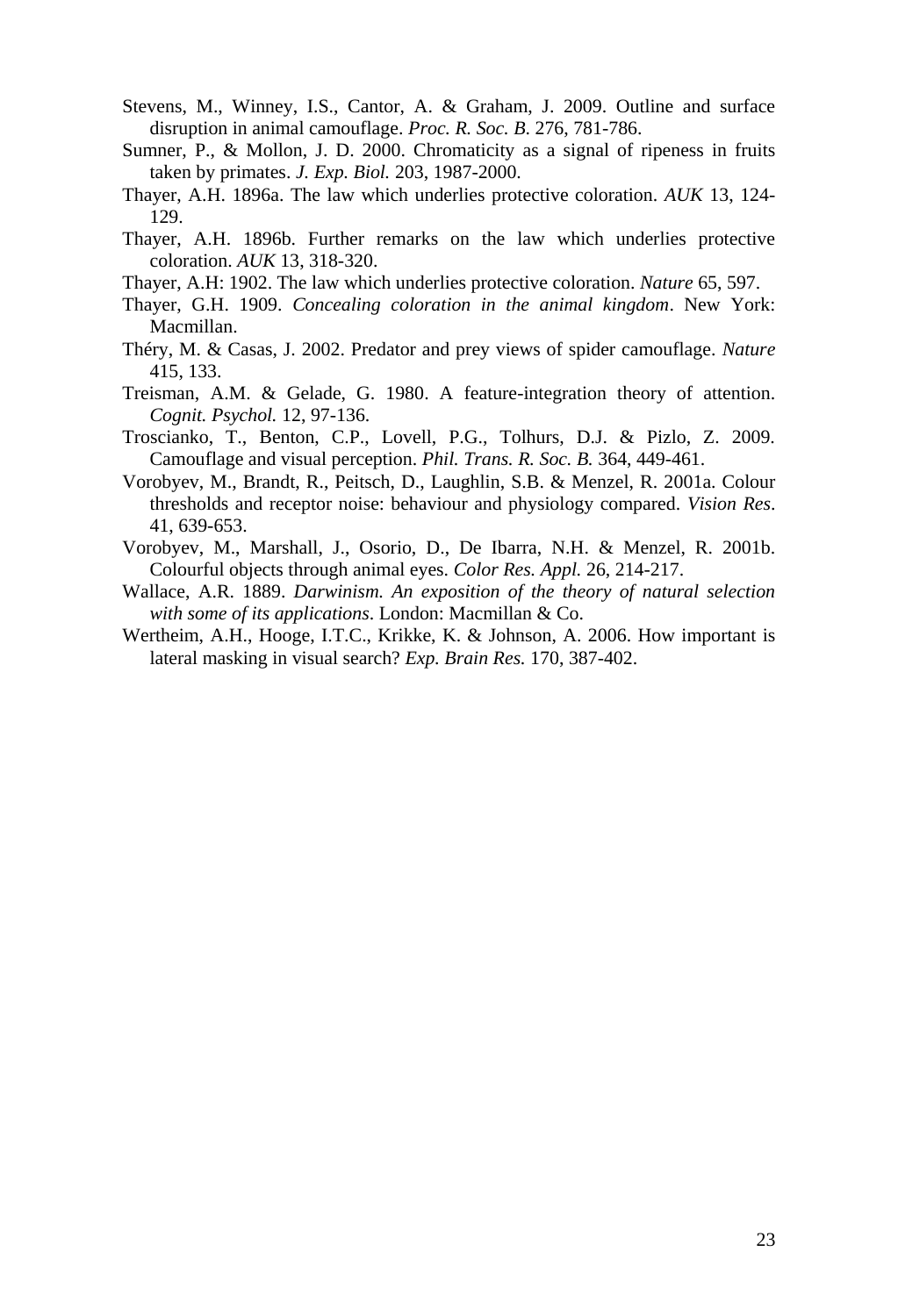Stevens, M., Winney, I.S., Cantor, A. & Graham, J. 2009. Outline and surface disruption in animal camouflage. *Proc. R. Soc. B*. 276, 781-786.

Sumner, P., & Mollon, J. D. 2000. Chromaticity as a signal of ripeness in fruits taken by primates. *J. Exp. Biol.* 203, 1987-2000.

Thayer, A.H. 1896a. The law which underlies protective coloration. *AUK* 13, 124-129.

Thayer, A.H. 1896b. Further remarks on the law which underlies protective coloration. *AUK* 13, 318-320.

Thayer, A.H: 1902. The law which underlies protective coloration. *Nature* 65, 597.

Thayer, G.H. 1909. *Concealing coloration in the animal kingdom*. New York: Macmillan.

Théry, M. & Casas, J. 2002. Predator and prey views of spider camouflage. *Nature* 415, 133.

Treisman, A.M. & Gelade, G. 1980. A feature-integration theory of attention. *Cognit. Psychol.* 12, 97-136.

Troscianko, T., Benton, C.P., Lovell, P.G., Tolhurs, D.J. & Pizlo, Z. 2009. Camouflage and visual perception. *Phil. Trans. R. Soc. B.* 364, 449-461.

Vorobyev, M., Brandt, R., Peitsch, D., Laughlin, S.B. & Menzel, R. 2001a. Colour thresholds and receptor noise: behaviour and physiology compared. *Vision Res*. 41, 639-653.

Vorobyev, M., Marshall, J., Osorio, D., De Ibarra, N.H. & Menzel, R. 2001b. Colourful objects through animal eyes. *Color Res. Appl.* 26, 214-217.

Wallace, A.R. 1889. *Darwinism. An exposition of the theory of natural selection with some of its applications*. London: Macmillan & Co.

Wertheim, A.H., Hooge, I.T.C., Krikke, K. & Johnson, A. 2006. How important is lateral masking in visual search? *Exp. Brain Res.* 170, 387-402.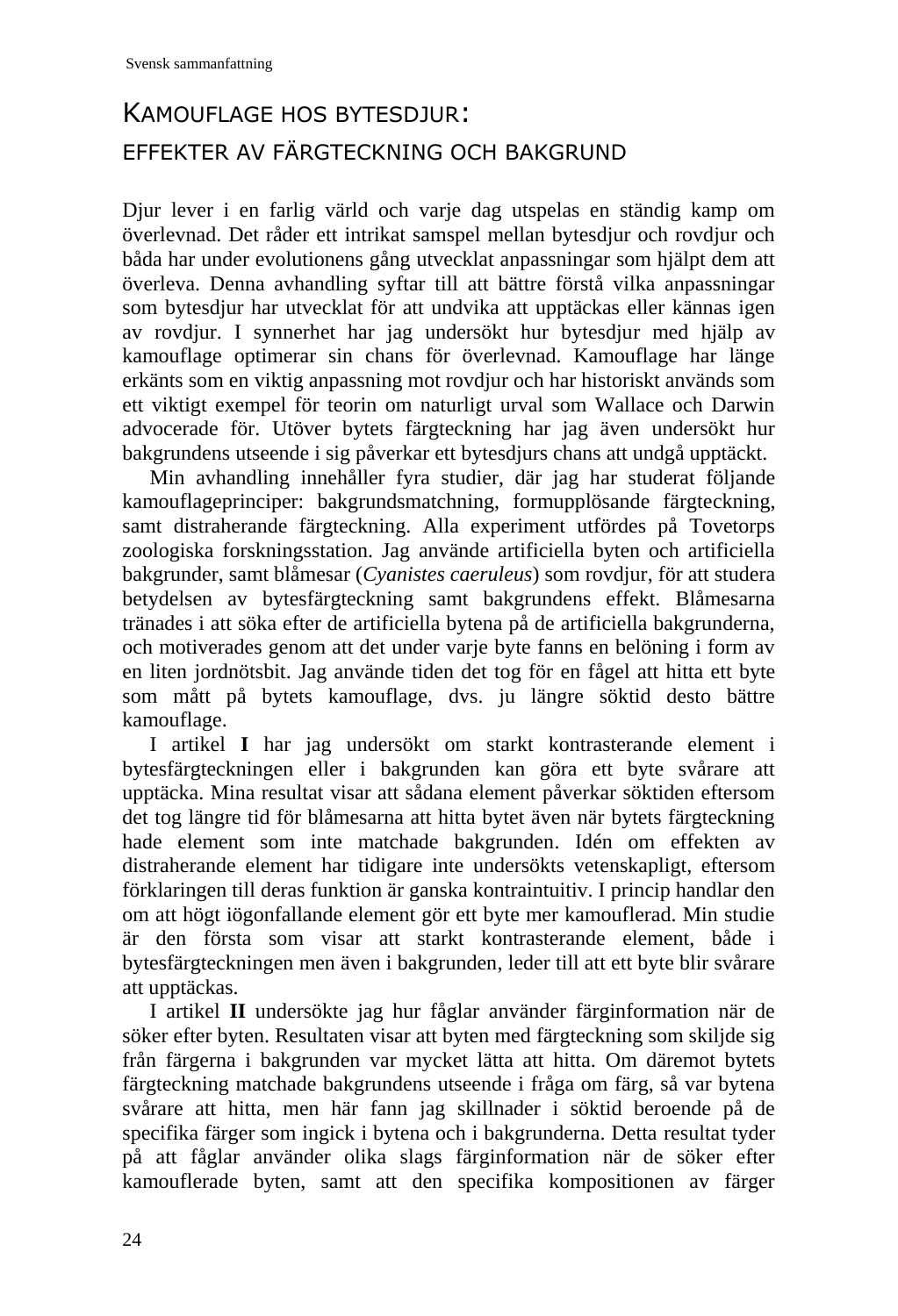# KAMOUFLAGE HOS BYTESDJUR:

## EFFEKTER AV FÄRGTECKNING OCH BAKGRUND

Djur lever i en farlig värld och varje dag utspelas en ständig kamp om överlevnad. Det råder ett intrikat samspel mellan bytesdjur och rovdjur och båda har under evolutionens gång utvecklat anpassningar som hjälpt dem att överleva. Denna avhandling syftar till att bättre förstå vilka anpassningar som bytesdjur har utvecklat för att undvika att upptäckas eller kännas igen av rovdjur. I synnerhet har jag undersökt hur bytesdjur med hjälp av kamouflage optimerar sin chans för överlevnad. Kamouflage har länge erkänts som en viktig anpassning mot rovdjur och har historiskt används som ett viktigt exempel för teorin om naturligt urval som Wallace och Darwin advocerade för. Utöver bytets färgteckning har jag även undersökt hur bakgrundens utseende i sig påverkar ett bytesdjurs chans att undgå upptäckt.

Min avhandling innehåller fyra studier, där jag har studerat följande kamouflageprinciper: bakgrundsmatchning, formupplösande färgteckning, samt distraherande färgteckning. Alla experiment utfördes på Tovetorps zoologiska forskningsstation. Jag använde artificiella byten och artificiella bakgrunder, samt blåmesar (*Cyanistes caeruleus*) som rovdjur, för att studera betydelsen av bytesfärgteckning samt bakgrundens effekt. Blåmesarna tränades i att söka efter de artificiella bytena på de artificiella bakgrunderna, och motiverades genom att det under varje byte fanns en belöning i form av en liten jordnötsbit. Jag använde tiden det tog för en fågel att hitta ett byte som mått på bytets kamouflage, dvs. ju längre söktid desto bättre kamouflage.

I artikel **I** har jag undersökt om starkt kontrasterande element i bytesfärgteckningen eller i bakgrunden kan göra ett byte svårare att upptäcka. Mina resultat visar att sådana element påverkar söktiden eftersom det tog längre tid för blåmesarna att hitta bytet även när bytets färgteckning hade element som inte matchade bakgrunden. Idén om effekten av distraherande element har tidigare inte undersökts vetenskapligt, eftersom förklaringen till deras funktion är ganska kontraintuitiv. I princip handlar den om att högt iögonfallande element gör ett byte mer kamouflerad. Min studie är den första som visar att starkt kontrasterande element, både i bytesfärgteckningen men även i bakgrunden, leder till att ett byte blir svårare att upptäckas.

I artikel **II** undersökte jag hur fåglar använder färginformation när de söker efter byten. Resultaten visar att byten med färgteckning som skiljde sig från färgerna i bakgrunden var mycket lätta att hitta. Om däremot bytets färgteckning matchade bakgrundens utseende i fråga om färg, så var bytena svårare att hitta, men här fann jag skillnader i söktid beroende på de specifika färger som ingick i bytena och i bakgrunderna. Detta resultat tyder på att fåglar använder olika slags färginformation när de söker efter kamouflerade byten, samt att den specifika kompositionen av färger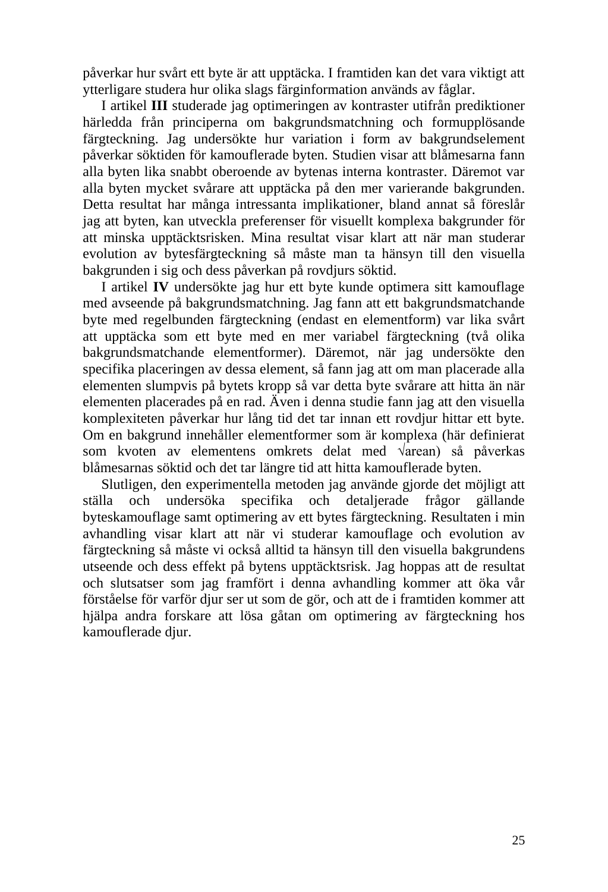påverkar hur svårt ett byte är att upptäcka. I framtiden kan det vara viktigt att ytterligare studera hur olika slags färginformation används av fåglar.

I artikel **III** studerade jag optimeringen av kontraster utifrån prediktioner härledda från principerna om bakgrundsmatchning och formupplösande färgteckning. Jag undersökte hur variation i form av bakgrundselement påverkar söktiden för kamouflerade byten. Studien visar att blåmesarna fann alla byten lika snabbt oberoende av bytenas interna kontraster. Däremot var alla byten mycket svårare att upptäcka på den mer varierande bakgrunden. Detta resultat har många intressanta implikationer, bland annat så föreslår jag att byten, kan utveckla preferenser för visuellt komplexa bakgrunder för att minska upptäcktsrisken. Mina resultat visar klart att när man studerar evolution av bytesfärgteckning så måste man ta hänsyn till den visuella bakgrunden i sig och dess påverkan på rovdjurs söktid.

I artikel **IV** undersökte jag hur ett byte kunde optimera sitt kamouflage med avseende på bakgrundsmatchning. Jag fann att ett bakgrundsmatchande byte med regelbunden färgteckning (endast en elementform) var lika svårt att upptäcka som ett byte med en mer variabel färgteckning (två olika bakgrundsmatchande elementformer). Däremot, när jag undersökte den specifika placeringen av dessa element, så fann jag att om man placerade alla elementen slumpvis på bytets kropp så var detta byte svårare att hitta än när elementen placerades på en rad. Även i denna studie fann jag att den visuella komplexiteten påverkar hur lång tid det tar innan ett rovdjur hittar ett byte. Om en bakgrund innehåller elementformer som är komplexa (här definierat som kvoten av elementens omkrets delat med √arean) så påverkas blåmesarnas söktid och det tar längre tid att hitta kamouflerade byten.

Slutligen, den experimentella metoden jag använde gjorde det möjligt att ställa och undersöka specifika och detaljerade frågor gällande byteskamouflage samt optimering av ett bytes färgteckning. Resultaten i min avhandling visar klart att när vi studerar kamouflage och evolution av färgteckning så måste vi också alltid ta hänsyn till den visuella bakgrundens utseende och dess effekt på bytens upptäcktsrisk. Jag hoppas att de resultat och slutsatser som jag framfört i denna avhandling kommer att öka vår förståelse för varför djur ser ut som de gör, och att de i framtiden kommer att hjälpa andra forskare att lösa gåtan om optimering av färgteckning hos kamouflerade djur.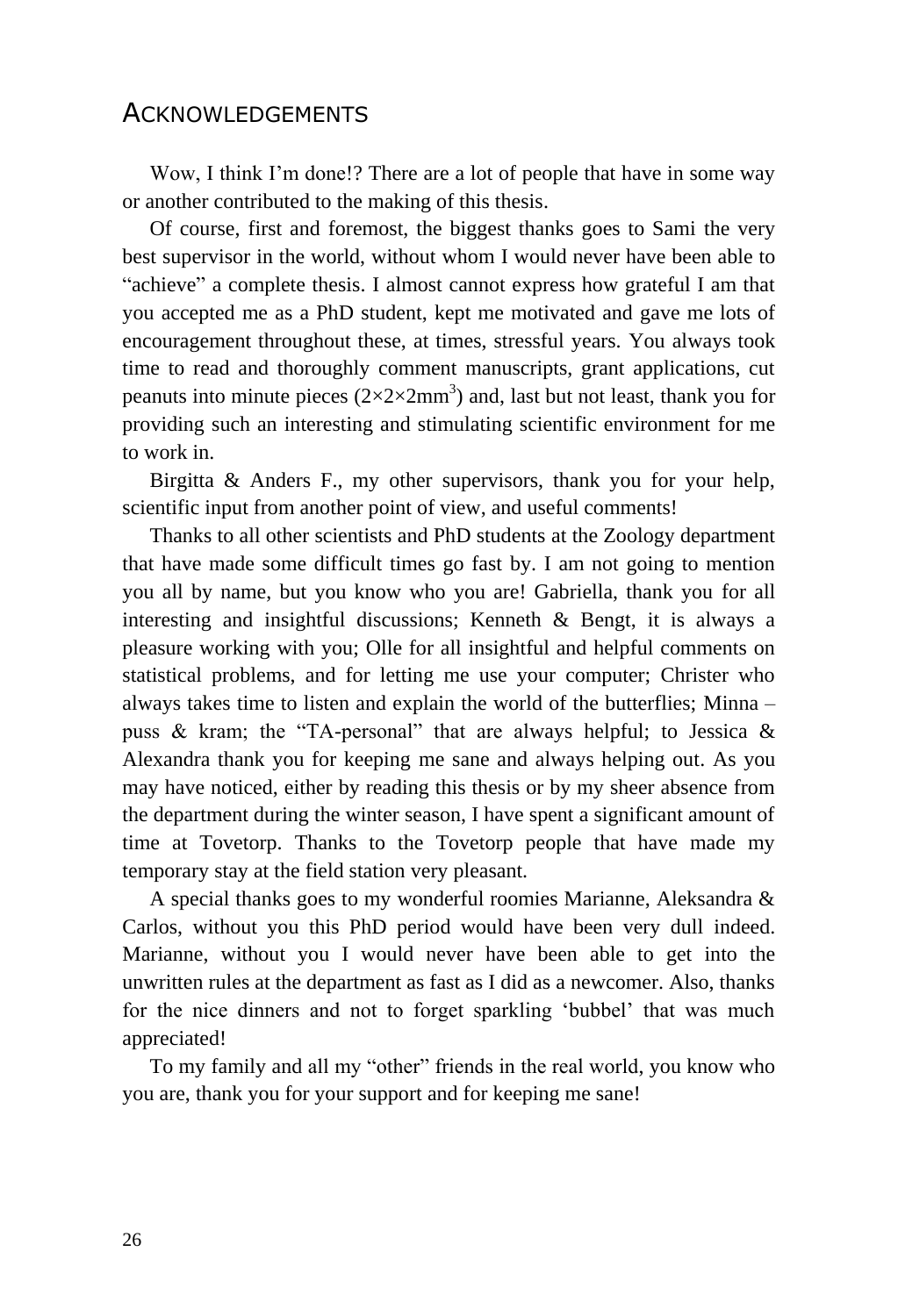# Acknowledgements

Wow, I think I'm done!? There are a lot of people that have in some way or another contributed to the making of this thesis.

Of course, first and foremost, the biggest thanks goes to Sami the very best supervisor in the world, without whom I would never have been able to "achieve" a complete thesis. I almost cannot express how grateful I am that you accepted me as a PhD student, kept me motivated and gave me lots of encouragement throughout these, at times, stressful years. You always took time to read and thoroughly comment manuscripts, grant applications, cut peanuts into minute pieces ($2\times2\times2mm^3$) and, last but not least, thank you for providing such an interesting and stimulating scientific environment for me to work in.

Birgitta & Anders F., my other supervisors, thank you for your help, scientific input from another point of view, and useful comments!

Thanks to all other scientists and PhD students at the Zoology department that have made some difficult times go fast by. I am not going to mention you all by name, but you know who you are! Gabriella, thank you for all interesting and insightful discussions; Kenneth & Bengt, it is always a pleasure working with you; Olle for all insightful and helpful comments on statistical problems, and for letting me use your computer; Christer who always takes time to listen and explain the world of the butterflies; Minna – puss & kram; the "TA-personal" that are always helpful; to Jessica & Alexandra thank you for keeping me sane and always helping out. As you may have noticed, either by reading this thesis or by my sheer absence from the department during the winter season, I have spent a significant amount of time at Tovetorp. Thanks to the Tovetorp people that have made my temporary stay at the field station very pleasant.

A special thanks goes to my wonderful roomies Marianne, Aleksandra & Carlos, without you this PhD period would have been very dull indeed. Marianne, without you I would never have been able to get into the unwritten rules at the department as fast as I did as a newcomer. Also, thanks for the nice dinners and not to forget sparkling 'bubbel' that was much appreciated!

To my family and all my "other" friends in the real world, you know who you are, thank you for your support and for keeping me sane!